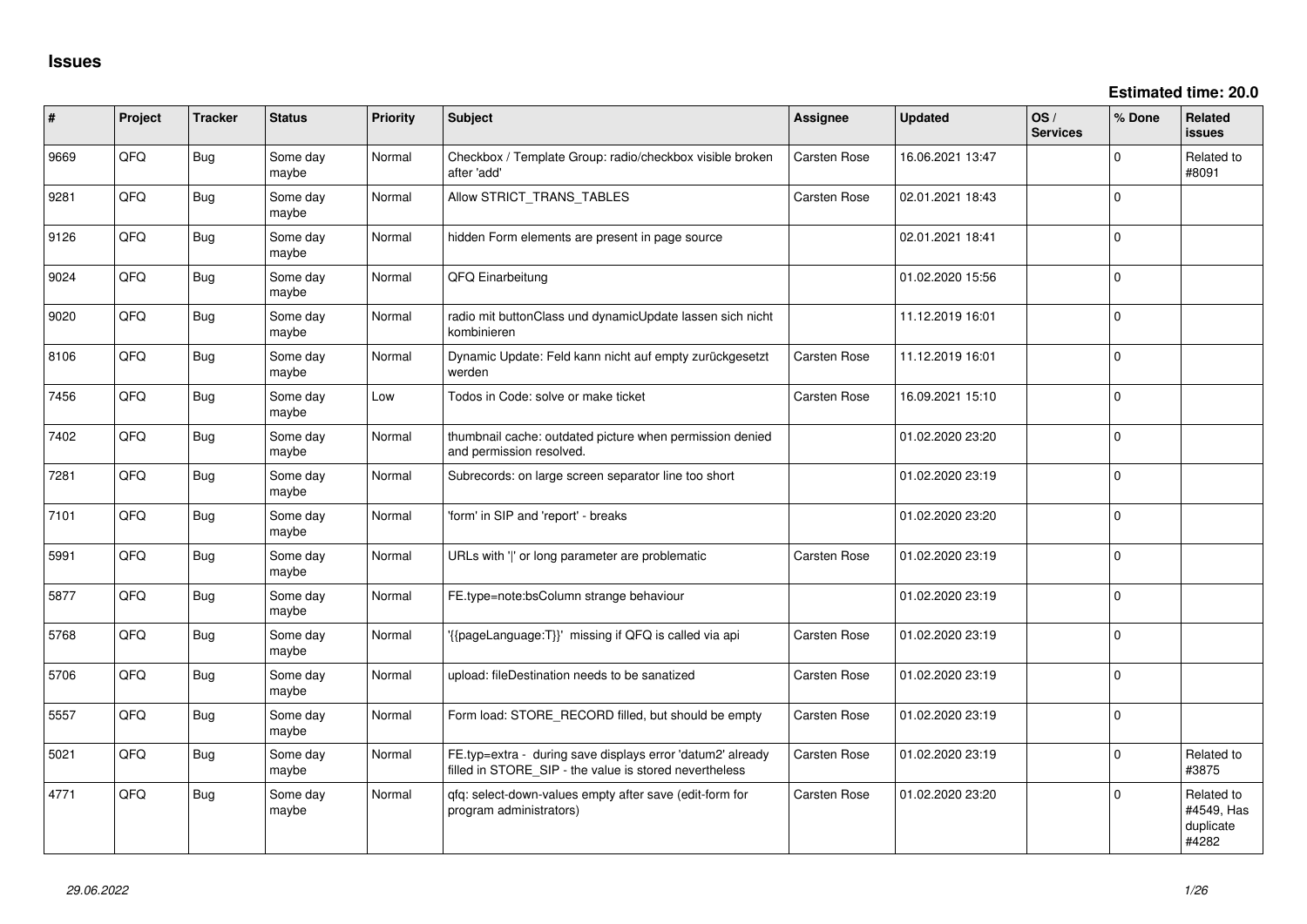# Issues

**Estimated time: 20.0**

| # | Project | Tracker | Status | Priority | Subject | Assignee | Updated | OS / Services | % Done | Related issues |
|---|---|---|---|---|---|---|---|---|---|---|
| 9669 | QFQ | Bug | Some day maybe | Normal | Checkbox / Template Group: radio/checkbox visible broken after 'add' | Carsten Rose | 16.06.2021 13:47 | | 0 | Related to #8091 |
| 9281 | QFQ | Bug | Some day maybe | Normal | Allow STRICT_TRANS_TABLES | Carsten Rose | 02.01.2021 18:43 | | 0 | |
| 9126 | QFQ | Bug | Some day maybe | Normal | hidden Form elements are present in page source | | 02.01.2021 18:41 | | 0 | |
| 9024 | QFQ | Bug | Some day maybe | Normal | QFQ Einarbeitung | | 01.02.2020 15:56 | | 0 | |
| 9020 | QFQ | Bug | Some day maybe | Normal | radio mit buttonClass und dynamicUpdate lassen sich nicht kombinieren | | 11.12.2019 16:01 | | 0 | |
| 8106 | QFQ | Bug | Some day maybe | Normal | Dynamic Update: Feld kann nicht auf empty zurückgesetzt werden | Carsten Rose | 11.12.2019 16:01 | | 0 | |
| 7456 | QFQ | Bug | Some day maybe | Low | Todos in Code: solve or make ticket | Carsten Rose | 16.09.2021 15:10 | | 0 | |
| 7402 | QFQ | Bug | Some day maybe | Normal | thumbnail cache: outdated picture when permission denied and permission resolved. | | 01.02.2020 23:20 | | 0 | |
| 7281 | QFQ | Bug | Some day maybe | Normal | Subrecords: on large screen separator line too short | | 01.02.2020 23:19 | | 0 | |
| 7101 | QFQ | Bug | Some day maybe | Normal | 'form' in SIP and 'report' - breaks | | 01.02.2020 23:20 | | 0 | |
| 5991 | QFQ | Bug | Some day maybe | Normal | URLs with '\|' or long parameter are problematic | Carsten Rose | 01.02.2020 23:19 | | 0 | |
| 5877 | QFQ | Bug | Some day maybe | Normal | FE.type=note:bsColumn strange behaviour | | 01.02.2020 23:19 | | 0 | |
| 5768 | QFQ | Bug | Some day maybe | Normal | '{{pageLanguage:T}}' missing if QFQ is called via api | Carsten Rose | 01.02.2020 23:19 | | 0 | |
| 5706 | QFQ | Bug | Some day maybe | Normal | upload: fileDestination needs to be sanatized | Carsten Rose | 01.02.2020 23:19 | | 0 | |
| 5557 | QFQ | Bug | Some day maybe | Normal | Form load: STORE_RECORD filled, but should be empty | Carsten Rose | 01.02.2020 23:19 | | 0 | |
| 5021 | QFQ | Bug | Some day maybe | Normal | FE.typ=extra - during save displays error 'datum2' already filled in STORE_SIP - the value is stored nevertheless | Carsten Rose | 01.02.2020 23:19 | | 0 | Related to #3875 |
| 4771 | QFQ | Bug | Some day maybe | Normal | qfq: select-down-values empty after save (edit-form for program administrators) | Carsten Rose | 01.02.2020 23:20 | | 0 | Related to #4549, Has duplicate #4282 |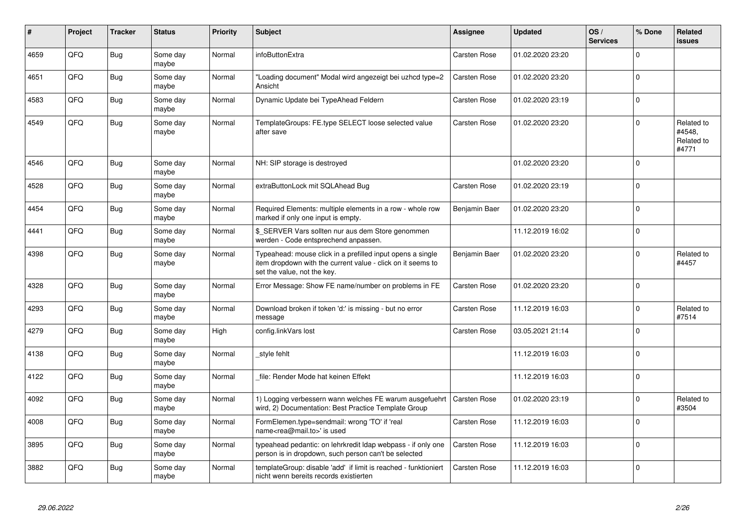| # | Project | Tracker | Status | Priority | Subject | Assignee | Updated | OS / Services | % Done | Related issues |
|---|---|---|---|---|---|---|---|---|---|---|
| 4659 | QFQ | Bug | Some day maybe | Normal | infoButtonExtra | Carsten Rose | 01.02.2020 23:20 | | 0 | |
| 4651 | QFQ | Bug | Some day maybe | Normal | "Loading document" Modal wird angezeigt bei uzhcd type=2 Ansicht | Carsten Rose | 01.02.2020 23:20 | | 0 | |
| 4583 | QFQ | Bug | Some day maybe | Normal | Dynamic Update bei TypeAhead Feldern | Carsten Rose | 01.02.2020 23:19 | | 0 | |
| 4549 | QFQ | Bug | Some day maybe | Normal | TemplateGroups: FE.type SELECT loose selected value after save | Carsten Rose | 01.02.2020 23:20 | | 0 | Related to #4548, Related to #4771 |
| 4546 | QFQ | Bug | Some day maybe | Normal | NH: SIP storage is destroyed | | 01.02.2020 23:20 | | 0 | |
| 4528 | QFQ | Bug | Some day maybe | Normal | extraButtonLock mit SQLAhead Bug | Carsten Rose | 01.02.2020 23:19 | | 0 | |
| 4454 | QFQ | Bug | Some day maybe | Normal | Required Elements: multiple elements in a row - whole row marked if only one input is empty. | Benjamin Baer | 01.02.2020 23:20 | | 0 | |
| 4441 | QFQ | Bug | Some day maybe | Normal | $_SERVER Vars sollten nur aus dem Store genommen werden - Code entsprechend anpassen. | | 11.12.2019 16:02 | | 0 | |
| 4398 | QFQ | Bug | Some day maybe | Normal | Typeahead: mouse click in a prefilled input opens a single item dropdown with the current value - click on it seems to set the value, not the key. | Benjamin Baer | 01.02.2020 23:20 | | 0 | Related to #4457 |
| 4328 | QFQ | Bug | Some day maybe | Normal | Error Message: Show FE name/number on problems in FE | Carsten Rose | 01.02.2020 23:20 | | 0 | |
| 4293 | QFQ | Bug | Some day maybe | Normal | Download broken if token 'd:' is missing - but no error message | Carsten Rose | 11.12.2019 16:03 | | 0 | Related to #7514 |
| 4279 | QFQ | Bug | Some day maybe | High | config.linkVars lost | Carsten Rose | 03.05.2021 21:14 | | 0 | |
| 4138 | QFQ | Bug | Some day maybe | Normal | _style fehlt | | 11.12.2019 16:03 | | 0 | |
| 4122 | QFQ | Bug | Some day maybe | Normal | _file: Render Mode hat keinen Effekt | | 11.12.2019 16:03 | | 0 | |
| 4092 | QFQ | Bug | Some day maybe | Normal | 1) Logging verbessern wann welches FE warum ausgefuehrt wird, 2) Documentation: Best Practice Template Group | Carsten Rose | 01.02.2020 23:19 | | 0 | Related to #3504 |
| 4008 | QFQ | Bug | Some day maybe | Normal | FormElemen.type=sendmail: wrong 'TO' if 'real name<rea@mail.to>' is used | Carsten Rose | 11.12.2019 16:03 | | 0 | |
| 3895 | QFQ | Bug | Some day maybe | Normal | typeahead pedantic: on lehrkredit ldap webpass - if only one person is in dropdown, such person can't be selected | Carsten Rose | 11.12.2019 16:03 | | 0 | |
| 3882 | QFQ | Bug | Some day maybe | Normal | templateGroup: disable 'add' if limit is reached - funktioniert nicht wenn bereits records existierten | Carsten Rose | 11.12.2019 16:03 | | 0 | |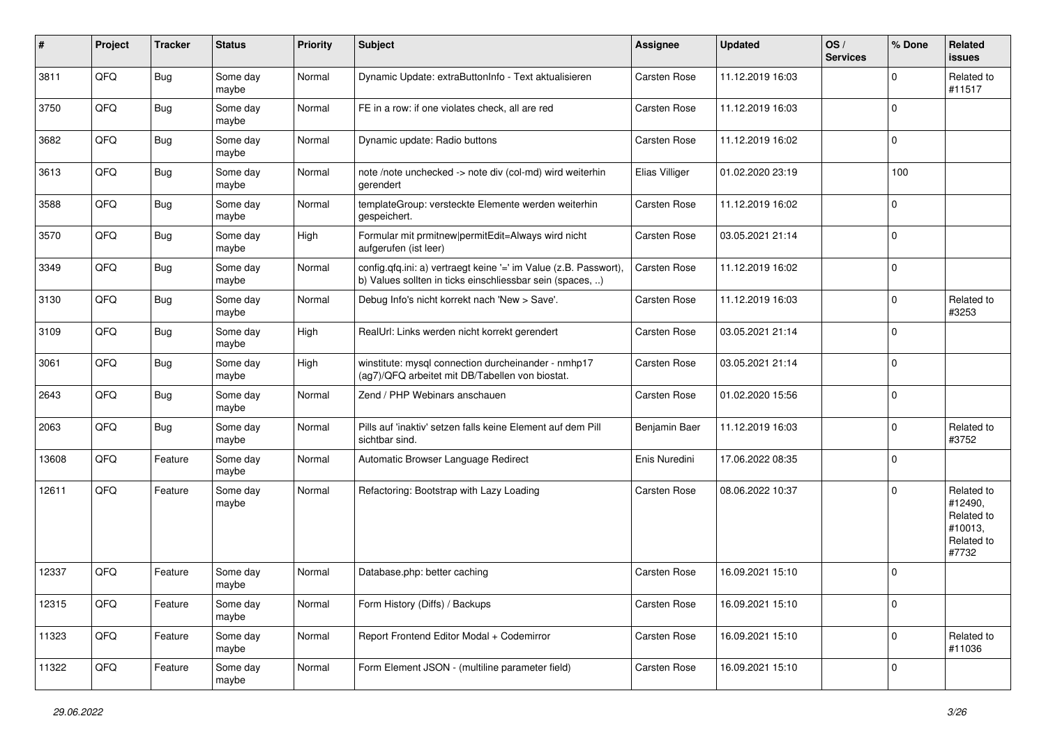| # | Project | Tracker | Status | Priority | Subject | Assignee | Updated | OS / Services | % Done | Related issues |
|---|---|---|---|---|---|---|---|---|---|---|
| 3811 | QFQ | Bug | Some day maybe | Normal | Dynamic Update: extraButtonInfo - Text aktualisieren | Carsten Rose | 11.12.2019 16:03 | | 0 | Related to #11517 |
| 3750 | QFQ | Bug | Some day maybe | Normal | FE in a row: if one violates check, all are red | Carsten Rose | 11.12.2019 16:03 | | 0 | |
| 3682 | QFQ | Bug | Some day maybe | Normal | Dynamic update: Radio buttons | Carsten Rose | 11.12.2019 16:02 | | 0 | |
| 3613 | QFQ | Bug | Some day maybe | Normal | note /note unchecked -> note div (col-md) wird weiterhin gerendert | Elias Villiger | 01.02.2020 23:19 | | 100 | |
| 3588 | QFQ | Bug | Some day maybe | Normal | templateGroup: versteckte Elemente werden weiterhin gespeichert. | Carsten Rose | 11.12.2019 16:02 | | 0 | |
| 3570 | QFQ | Bug | Some day maybe | High | Formular mit prmitnew\|permitEdit=Always wird nicht aufgerufen (ist leer) | Carsten Rose | 03.05.2021 21:14 | | 0 | |
| 3349 | QFQ | Bug | Some day maybe | Normal | config.qfq.ini: a) vertraegt keine '=' im Value (z.B. Passwort), b) Values sollten in ticks einschliessbar sein (spaces, ..) | Carsten Rose | 11.12.2019 16:02 | | 0 | |
| 3130 | QFQ | Bug | Some day maybe | Normal | Debug Info's nicht korrekt nach 'New > Save'. | Carsten Rose | 11.12.2019 16:03 | | 0 | Related to #3253 |
| 3109 | QFQ | Bug | Some day maybe | High | RealUrl: Links werden nicht korrekt gerendert | Carsten Rose | 03.05.2021 21:14 | | 0 | |
| 3061 | QFQ | Bug | Some day maybe | High | winstitute: mysql connection durcheinander - nmhp17 (ag7)/QFQ arbeitet mit DB/Tabellen von biostat. | Carsten Rose | 03.05.2021 21:14 | | 0 | |
| 2643 | QFQ | Bug | Some day maybe | Normal | Zend / PHP Webinars anschauen | Carsten Rose | 01.02.2020 15:56 | | 0 | |
| 2063 | QFQ | Bug | Some day maybe | Normal | Pills auf 'inaktiv' setzen falls keine Element auf dem Pill sichtbar sind. | Benjamin Baer | 11.12.2019 16:03 | | 0 | Related to #3752 |
| 13608 | QFQ | Feature | Some day maybe | Normal | Automatic Browser Language Redirect | Enis Nuredini | 17.06.2022 08:35 | | 0 | |
| 12611 | QFQ | Feature | Some day maybe | Normal | Refactoring: Bootstrap with Lazy Loading | Carsten Rose | 08.06.2022 10:37 | | 0 | Related to #12490, Related to #10013, Related to #7732 |
| 12337 | QFQ | Feature | Some day maybe | Normal | Database.php: better caching | Carsten Rose | 16.09.2021 15:10 | | 0 | |
| 12315 | QFQ | Feature | Some day maybe | Normal | Form History (Diffs) / Backups | Carsten Rose | 16.09.2021 15:10 | | 0 | |
| 11323 | QFQ | Feature | Some day maybe | Normal | Report Frontend Editor Modal + Codemirror | Carsten Rose | 16.09.2021 15:10 | | 0 | Related to #11036 |
| 11322 | QFQ | Feature | Some day maybe | Normal | Form Element JSON - (multiline parameter field) | Carsten Rose | 16.09.2021 15:10 | | 0 | |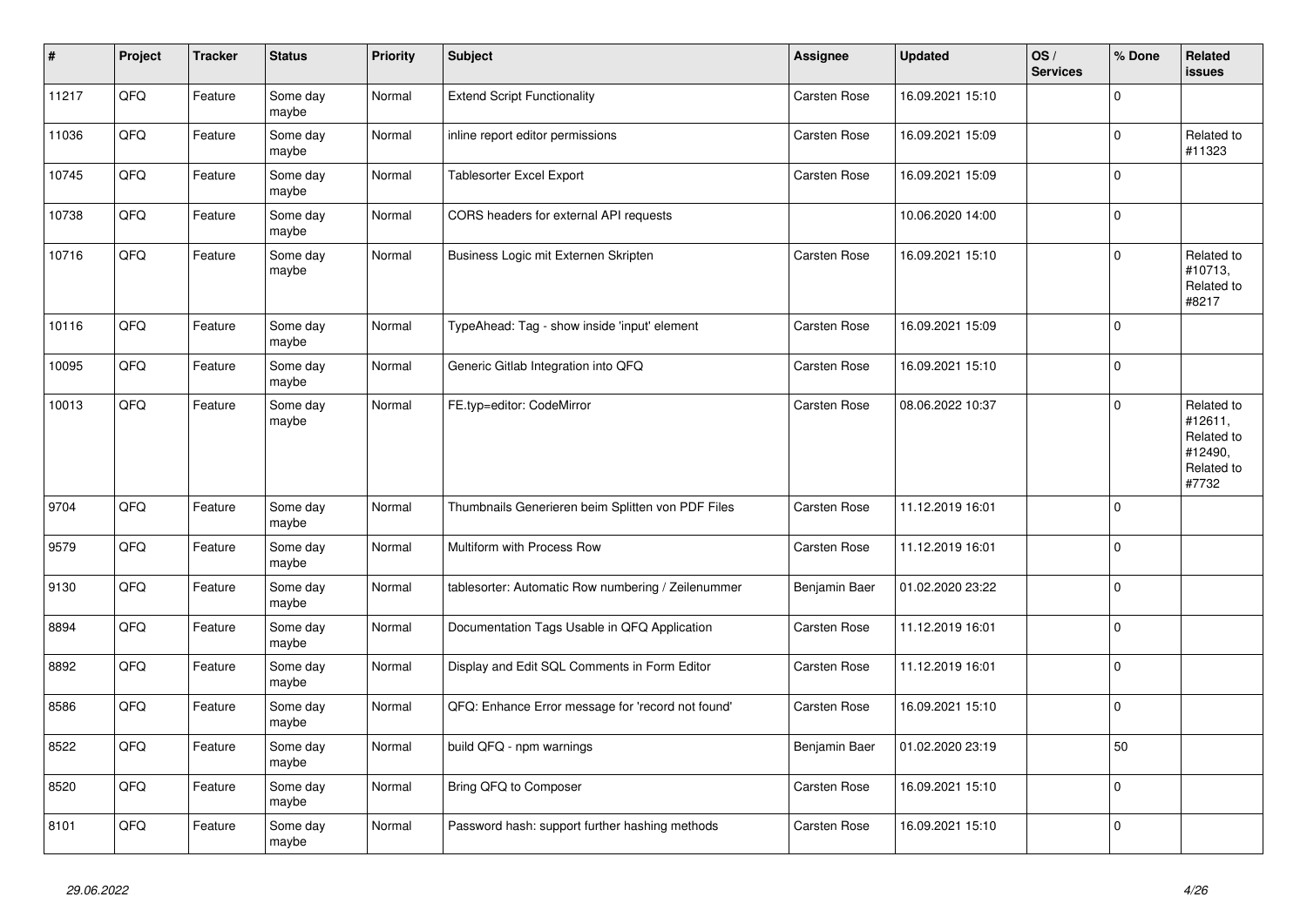| # | Project | Tracker | Status | Priority | Subject | Assignee | Updated | OS / Services | % Done | Related issues |
|---|---|---|---|---|---|---|---|---|---|---|
| 11217 | QFQ | Feature | Some day maybe | Normal | Extend Script Functionality | Carsten Rose | 16.09.2021 15:10 | | 0 | |
| 11036 | QFQ | Feature | Some day maybe | Normal | inline report editor permissions | Carsten Rose | 16.09.2021 15:09 | | 0 | Related to #11323 |
| 10745 | QFQ | Feature | Some day maybe | Normal | Tablesorter Excel Export | Carsten Rose | 16.09.2021 15:09 | | 0 | |
| 10738 | QFQ | Feature | Some day maybe | Normal | CORS headers for external API requests | | 10.06.2020 14:00 | | 0 | |
| 10716 | QFQ | Feature | Some day maybe | Normal | Business Logic mit Externen Skripten | Carsten Rose | 16.09.2021 15:10 | | 0 | Related to #10713, Related to #8217 |
| 10116 | QFQ | Feature | Some day maybe | Normal | TypeAhead: Tag - show inside 'input' element | Carsten Rose | 16.09.2021 15:09 | | 0 | |
| 10095 | QFQ | Feature | Some day maybe | Normal | Generic Gitlab Integration into QFQ | Carsten Rose | 16.09.2021 15:10 | | 0 | |
| 10013 | QFQ | Feature | Some day maybe | Normal | FE.typ=editor: CodeMirror | Carsten Rose | 08.06.2022 10:37 | | 0 | Related to #12611, Related to #12490, Related to #7732 |
| 9704 | QFQ | Feature | Some day maybe | Normal | Thumbnails Generieren beim Splitten von PDF Files | Carsten Rose | 11.12.2019 16:01 | | 0 | |
| 9579 | QFQ | Feature | Some day maybe | Normal | Multiform with Process Row | Carsten Rose | 11.12.2019 16:01 | | 0 | |
| 9130 | QFQ | Feature | Some day maybe | Normal | tablesorter: Automatic Row numbering / Zeilenummer | Benjamin Baer | 01.02.2020 23:22 | | 0 | |
| 8894 | QFQ | Feature | Some day maybe | Normal | Documentation Tags Usable in QFQ Application | Carsten Rose | 11.12.2019 16:01 | | 0 | |
| 8892 | QFQ | Feature | Some day maybe | Normal | Display and Edit SQL Comments in Form Editor | Carsten Rose | 11.12.2019 16:01 | | 0 | |
| 8586 | QFQ | Feature | Some day maybe | Normal | QFQ: Enhance Error message for 'record not found' | Carsten Rose | 16.09.2021 15:10 | | 0 | |
| 8522 | QFQ | Feature | Some day maybe | Normal | build QFQ - npm warnings | Benjamin Baer | 01.02.2020 23:19 | | 50 | |
| 8520 | QFQ | Feature | Some day maybe | Normal | Bring QFQ to Composer | Carsten Rose | 16.09.2021 15:10 | | 0 | |
| 8101 | QFQ | Feature | Some day maybe | Normal | Password hash: support further hashing methods | Carsten Rose | 16.09.2021 15:10 | | 0 | |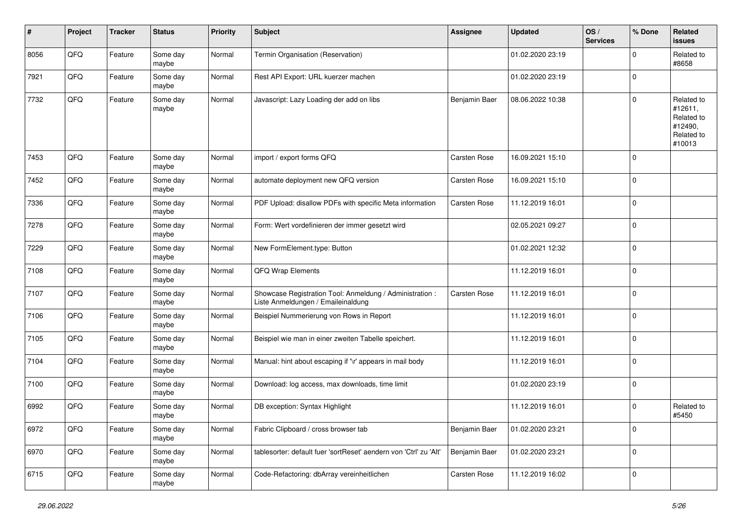| # | Project | Tracker | Status | Priority | Subject | Assignee | Updated | OS / Services | % Done | Related issues |
|---|---|---|---|---|---|---|---|---|---|---|
| 8056 | QFQ | Feature | Some day maybe | Normal | Termin Organisation (Reservation) | | 01.02.2020 23:19 | | 0 | Related to #8658 |
| 7921 | QFQ | Feature | Some day maybe | Normal | Rest API Export: URL kuerzer machen | | 01.02.2020 23:19 | | 0 | |
| 7732 | QFQ | Feature | Some day maybe | Normal | Javascript: Lazy Loading der add on libs | Benjamin Baer | 08.06.2022 10:38 | | 0 | Related to #12611, Related to #12490, Related to #10013 |
| 7453 | QFQ | Feature | Some day maybe | Normal | import / export forms QFQ | Carsten Rose | 16.09.2021 15:10 | | 0 | |
| 7452 | QFQ | Feature | Some day maybe | Normal | automate deployment new QFQ version | Carsten Rose | 16.09.2021 15:10 | | 0 | |
| 7336 | QFQ | Feature | Some day maybe | Normal | PDF Upload: disallow PDFs with specific Meta information | Carsten Rose | 11.12.2019 16:01 | | 0 | |
| 7278 | QFQ | Feature | Some day maybe | Normal | Form: Wert vordefinieren der immer gesetzt wird | | 02.05.2021 09:27 | | 0 | |
| 7229 | QFQ | Feature | Some day maybe | Normal | New FormElement.type: Button | | 01.02.2021 12:32 | | 0 | |
| 7108 | QFQ | Feature | Some day maybe | Normal | QFQ Wrap Elements | | 11.12.2019 16:01 | | 0 | |
| 7107 | QFQ | Feature | Some day maybe | Normal | Showcase Registration Tool: Anmeldung / Administration : Liste Anmeldungen / Emaileinaldung | Carsten Rose | 11.12.2019 16:01 | | 0 | |
| 7106 | QFQ | Feature | Some day maybe | Normal | Beispiel Nummerierung von Rows in Report | | 11.12.2019 16:01 | | 0 | |
| 7105 | QFQ | Feature | Some day maybe | Normal | Beispiel wie man in einer zweiten Tabelle speichert. | | 11.12.2019 16:01 | | 0 | |
| 7104 | QFQ | Feature | Some day maybe | Normal | Manual: hint about escaping if '\r' appears in mail body | | 11.12.2019 16:01 | | 0 | |
| 7100 | QFQ | Feature | Some day maybe | Normal | Download: log access, max downloads, time limit | | 01.02.2020 23:19 | | 0 | |
| 6992 | QFQ | Feature | Some day maybe | Normal | DB exception: Syntax Highlight | | 11.12.2019 16:01 | | 0 | Related to #5450 |
| 6972 | QFQ | Feature | Some day maybe | Normal | Fabric Clipboard / cross browser tab | Benjamin Baer | 01.02.2020 23:21 | | 0 | |
| 6970 | QFQ | Feature | Some day maybe | Normal | tablesorter: default fuer 'sortReset' aendern von 'Ctrl' zu 'Alt' | Benjamin Baer | 01.02.2020 23:21 | | 0 | |
| 6715 | QFQ | Feature | Some day maybe | Normal | Code-Refactoring: dbArray vereinheitlichen | Carsten Rose | 11.12.2019 16:02 | | 0 | |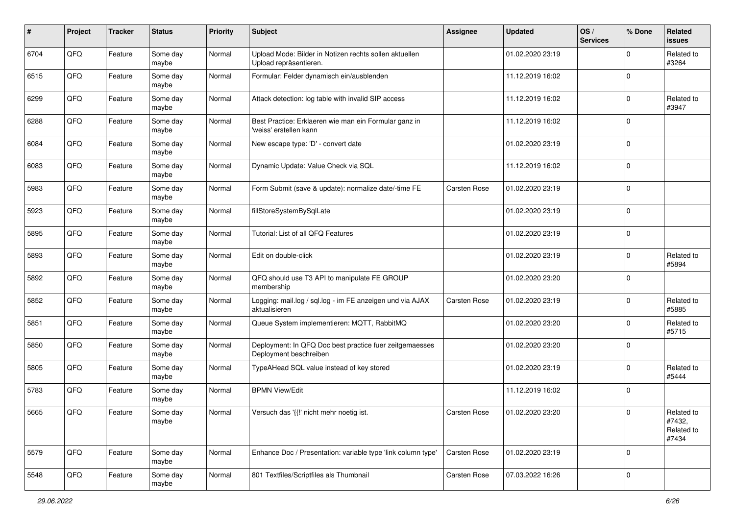| # | Project | Tracker | Status | Priority | Subject | Assignee | Updated | OS / Services | % Done | Related issues |
|---|---|---|---|---|---|---|---|---|---|---|
| 6704 | QFQ | Feature | Some day maybe | Normal | Upload Mode: Bilder in Notizen rechts sollen aktuellen Upload repräsentieren. | | 01.02.2020 23:19 | | 0 | Related to #3264 |
| 6515 | QFQ | Feature | Some day maybe | Normal | Formular: Felder dynamisch ein/ausblenden | | 11.12.2019 16:02 | | 0 | |
| 6299 | QFQ | Feature | Some day maybe | Normal | Attack detection: log table with invalid SIP access | | 11.12.2019 16:02 | | 0 | Related to #3947 |
| 6288 | QFQ | Feature | Some day maybe | Normal | Best Practice: Erklaeren wie man ein Formular ganz in 'weiss' erstellen kann | | 11.12.2019 16:02 | | 0 | |
| 6084 | QFQ | Feature | Some day maybe | Normal | New escape type: 'D' - convert date | | 01.02.2020 23:19 | | 0 | |
| 6083 | QFQ | Feature | Some day maybe | Normal | Dynamic Update: Value Check via SQL | | 11.12.2019 16:02 | | 0 | |
| 5983 | QFQ | Feature | Some day maybe | Normal | Form Submit (save & update): normalize date/-time FE | Carsten Rose | 01.02.2020 23:19 | | 0 | |
| 5923 | QFQ | Feature | Some day maybe | Normal | fillStoreSystemBySqlLate | | 01.02.2020 23:19 | | 0 | |
| 5895 | QFQ | Feature | Some day maybe | Normal | Tutorial: List of all QFQ Features | | 01.02.2020 23:19 | | 0 | |
| 5893 | QFQ | Feature | Some day maybe | Normal | Edit on double-click | | 01.02.2020 23:19 | | 0 | Related to #5894 |
| 5892 | QFQ | Feature | Some day maybe | Normal | QFQ should use T3 API to manipulate FE GROUP membership | | 01.02.2020 23:20 | | 0 | |
| 5852 | QFQ | Feature | Some day maybe | Normal | Logging: mail.log / sql.log - im FE anzeigen und via AJAX aktualisieren | Carsten Rose | 01.02.2020 23:19 | | 0 | Related to #5885 |
| 5851 | QFQ | Feature | Some day maybe | Normal | Queue System implementieren: MQTT, RabbitMQ | | 01.02.2020 23:20 | | 0 | Related to #5715 |
| 5850 | QFQ | Feature | Some day maybe | Normal | Deployment: In QFQ Doc best practice fuer zeitgemaesses Deployment beschreiben | | 01.02.2020 23:20 | | 0 | |
| 5805 | QFQ | Feature | Some day maybe | Normal | TypeAHead SQL value instead of key stored | | 01.02.2020 23:19 | | 0 | Related to #5444 |
| 5783 | QFQ | Feature | Some day maybe | Normal | BPMN View/Edit | | 11.12.2019 16:02 | | 0 | |
| 5665 | QFQ | Feature | Some day maybe | Normal | Versuch das '{{!' nicht mehr noetig ist. | Carsten Rose | 01.02.2020 23:20 | | 0 | Related to #7432, Related to #7434 |
| 5579 | QFQ | Feature | Some day maybe | Normal | Enhance Doc / Presentation: variable type 'link column type' | Carsten Rose | 01.02.2020 23:19 | | 0 | |
| 5548 | QFQ | Feature | Some day maybe | Normal | 801 Textfiles/Scriptfiles als Thumbnail | Carsten Rose | 07.03.2022 16:26 | | 0 | |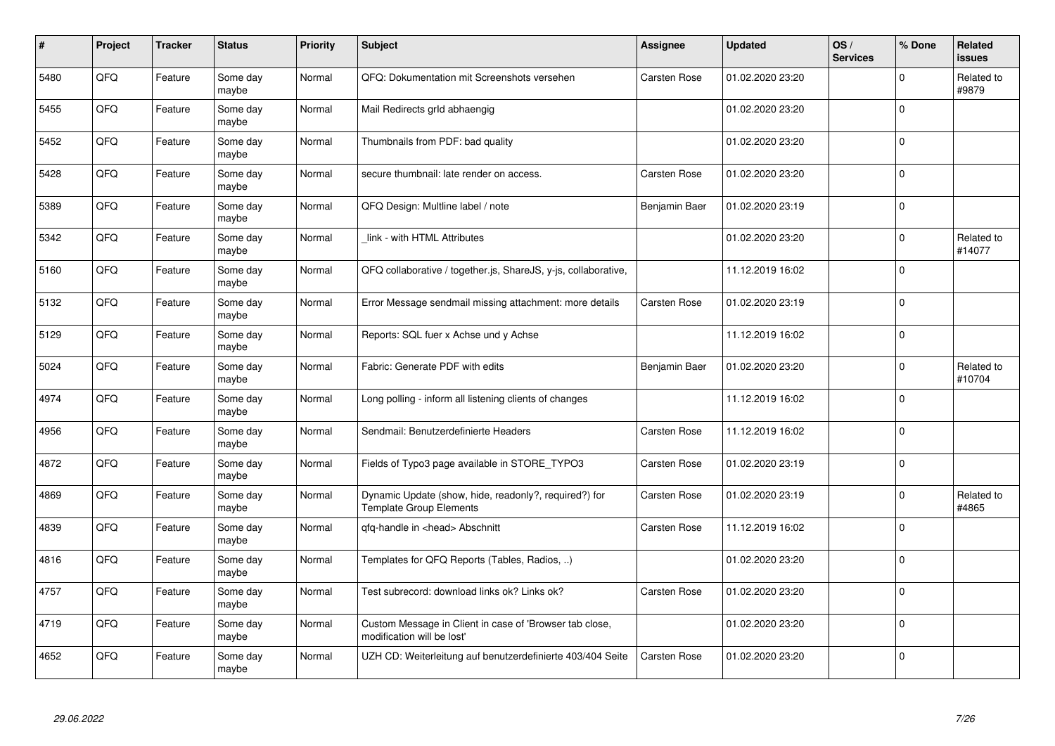| # | Project | Tracker | Status | Priority | Subject | Assignee | Updated | OS / Services | % Done | Related issues |
|---|---|---|---|---|---|---|---|---|---|---|
| 5480 | QFQ | Feature | Some day maybe | Normal | QFQ: Dokumentation mit Screenshots versehen | Carsten Rose | 01.02.2020 23:20 | | 0 | Related to #9879 |
| 5455 | QFQ | Feature | Some day maybe | Normal | Mail Redirects grId abhaengig | | 01.02.2020 23:20 | | 0 | |
| 5452 | QFQ | Feature | Some day maybe | Normal | Thumbnails from PDF: bad quality | | 01.02.2020 23:20 | | 0 | |
| 5428 | QFQ | Feature | Some day maybe | Normal | secure thumbnail: late render on access. | Carsten Rose | 01.02.2020 23:20 | | 0 | |
| 5389 | QFQ | Feature | Some day maybe | Normal | QFQ Design: Multline label / note | Benjamin Baer | 01.02.2020 23:19 | | 0 | |
| 5342 | QFQ | Feature | Some day maybe | Normal | _link - with HTML Attributes | | 01.02.2020 23:20 | | 0 | Related to #14077 |
| 5160 | QFQ | Feature | Some day maybe | Normal | QFQ collaborative / together.js, ShareJS, y-js, collaborative, | | 11.12.2019 16:02 | | 0 | |
| 5132 | QFQ | Feature | Some day maybe | Normal | Error Message sendmail missing attachment: more details | Carsten Rose | 01.02.2020 23:19 | | 0 | |
| 5129 | QFQ | Feature | Some day maybe | Normal | Reports: SQL fuer x Achse und y Achse | | 11.12.2019 16:02 | | 0 | |
| 5024 | QFQ | Feature | Some day maybe | Normal | Fabric: Generate PDF with edits | Benjamin Baer | 01.02.2020 23:20 | | 0 | Related to #10704 |
| 4974 | QFQ | Feature | Some day maybe | Normal | Long polling - inform all listening clients of changes | | 11.12.2019 16:02 | | 0 | |
| 4956 | QFQ | Feature | Some day maybe | Normal | Sendmail: Benutzerdefinierte Headers | Carsten Rose | 11.12.2019 16:02 | | 0 | |
| 4872 | QFQ | Feature | Some day maybe | Normal | Fields of Typo3 page available in STORE_TYPO3 | Carsten Rose | 01.02.2020 23:19 | | 0 | |
| 4869 | QFQ | Feature | Some day maybe | Normal | Dynamic Update (show, hide, readonly?, required?) for Template Group Elements | Carsten Rose | 01.02.2020 23:19 | | 0 | Related to #4865 |
| 4839 | QFQ | Feature | Some day maybe | Normal | qfq-handle in <head> Abschnitt | Carsten Rose | 11.12.2019 16:02 | | 0 | |
| 4816 | QFQ | Feature | Some day maybe | Normal | Templates for QFQ Reports (Tables, Radios, ..) | | 01.02.2020 23:20 | | 0 | |
| 4757 | QFQ | Feature | Some day maybe | Normal | Test subrecord: download links ok? Links ok? | Carsten Rose | 01.02.2020 23:20 | | 0 | |
| 4719 | QFQ | Feature | Some day maybe | Normal | Custom Message in Client in case of 'Browser tab close, modification will be lost' | | 01.02.2020 23:20 | | 0 | |
| 4652 | QFQ | Feature | Some day maybe | Normal | UZH CD: Weiterleitung auf benutzerdefinierte 403/404 Seite | Carsten Rose | 01.02.2020 23:20 | | 0 | |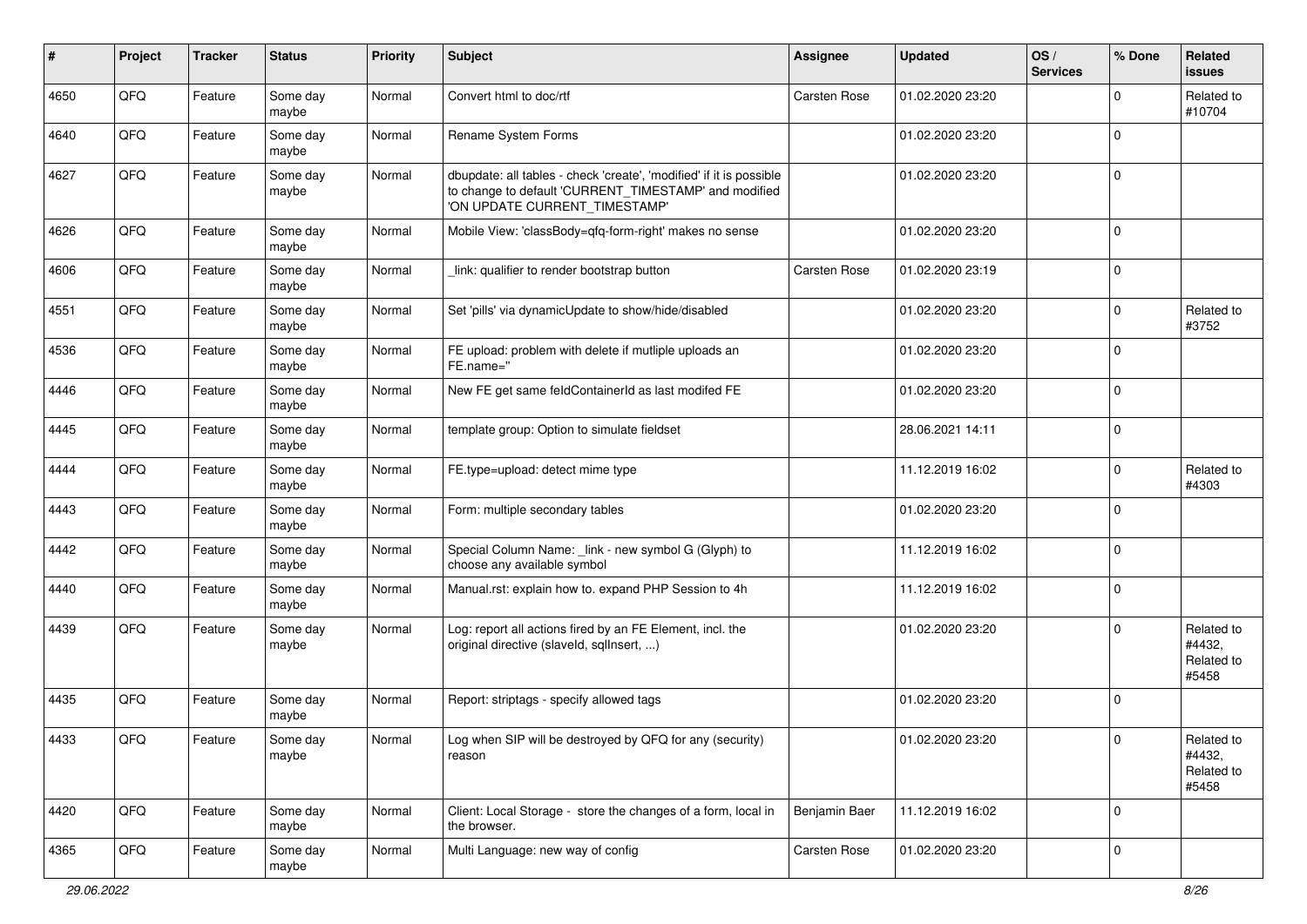| # | Project | Tracker | Status | Priority | Subject | Assignee | Updated | OS / Services | % Done | Related issues |
|---|---|---|---|---|---|---|---|---|---|---|
| 4650 | QFQ | Feature | Some day maybe | Normal | Convert html to doc/rtf | Carsten Rose | 01.02.2020 23:20 | | 0 | Related to #10704 |
| 4640 | QFQ | Feature | Some day maybe | Normal | Rename System Forms | | 01.02.2020 23:20 | | 0 | |
| 4627 | QFQ | Feature | Some day maybe | Normal | dbupdate: all tables - check 'create', 'modified' if it is possible to change to default 'CURRENT_TIMESTAMP' and modified 'ON UPDATE CURRENT_TIMESTAMP' | | 01.02.2020 23:20 | | 0 | |
| 4626 | QFQ | Feature | Some day maybe | Normal | Mobile View: 'classBody=qfq-form-right' makes no sense | | 01.02.2020 23:20 | | 0 | |
| 4606 | QFQ | Feature | Some day maybe | Normal | _link: qualifier to render bootstrap button | Carsten Rose | 01.02.2020 23:19 | | 0 | |
| 4551 | QFQ | Feature | Some day maybe | Normal | Set 'pills' via dynamicUpdate to show/hide/disabled | | 01.02.2020 23:20 | | 0 | Related to #3752 |
| 4536 | QFQ | Feature | Some day maybe | Normal | FE upload: problem with delete if mutliple uploads an FE.name='' | | 01.02.2020 23:20 | | 0 | |
| 4446 | QFQ | Feature | Some day maybe | Normal | New FE get same feldContainerId as last modifed FE | | 01.02.2020 23:20 | | 0 | |
| 4445 | QFQ | Feature | Some day maybe | Normal | template group: Option to simulate fieldset | | 28.06.2021 14:11 | | 0 | |
| 4444 | QFQ | Feature | Some day maybe | Normal | FE.type=upload: detect mime type | | 11.12.2019 16:02 | | 0 | Related to #4303 |
| 4443 | QFQ | Feature | Some day maybe | Normal | Form: multiple secondary tables | | 01.02.2020 23:20 | | 0 | |
| 4442 | QFQ | Feature | Some day maybe | Normal | Special Column Name: _link - new symbol G (Glyph) to choose any available symbol | | 11.12.2019 16:02 | | 0 | |
| 4440 | QFQ | Feature | Some day maybe | Normal | Manual.rst: explain how to. expand PHP Session to 4h | | 11.12.2019 16:02 | | 0 | |
| 4439 | QFQ | Feature | Some day maybe | Normal | Log: report all actions fired by an FE Element, incl. the original directive (slaveId, sqlInsert, ...) | | 01.02.2020 23:20 | | 0 | Related to #4432, Related to #5458 |
| 4435 | QFQ | Feature | Some day maybe | Normal | Report: striptags - specify allowed tags | | 01.02.2020 23:20 | | 0 | |
| 4433 | QFQ | Feature | Some day maybe | Normal | Log when SIP will be destroyed by QFQ for any (security) reason | | 01.02.2020 23:20 | | 0 | Related to #4432, Related to #5458 |
| 4420 | QFQ | Feature | Some day maybe | Normal | Client: Local Storage - store the changes of a form, local in the browser. | Benjamin Baer | 11.12.2019 16:02 | | 0 | |
| 4365 | QFQ | Feature | Some day maybe | Normal | Multi Language: new way of config | Carsten Rose | 01.02.2020 23:20 | | 0 | |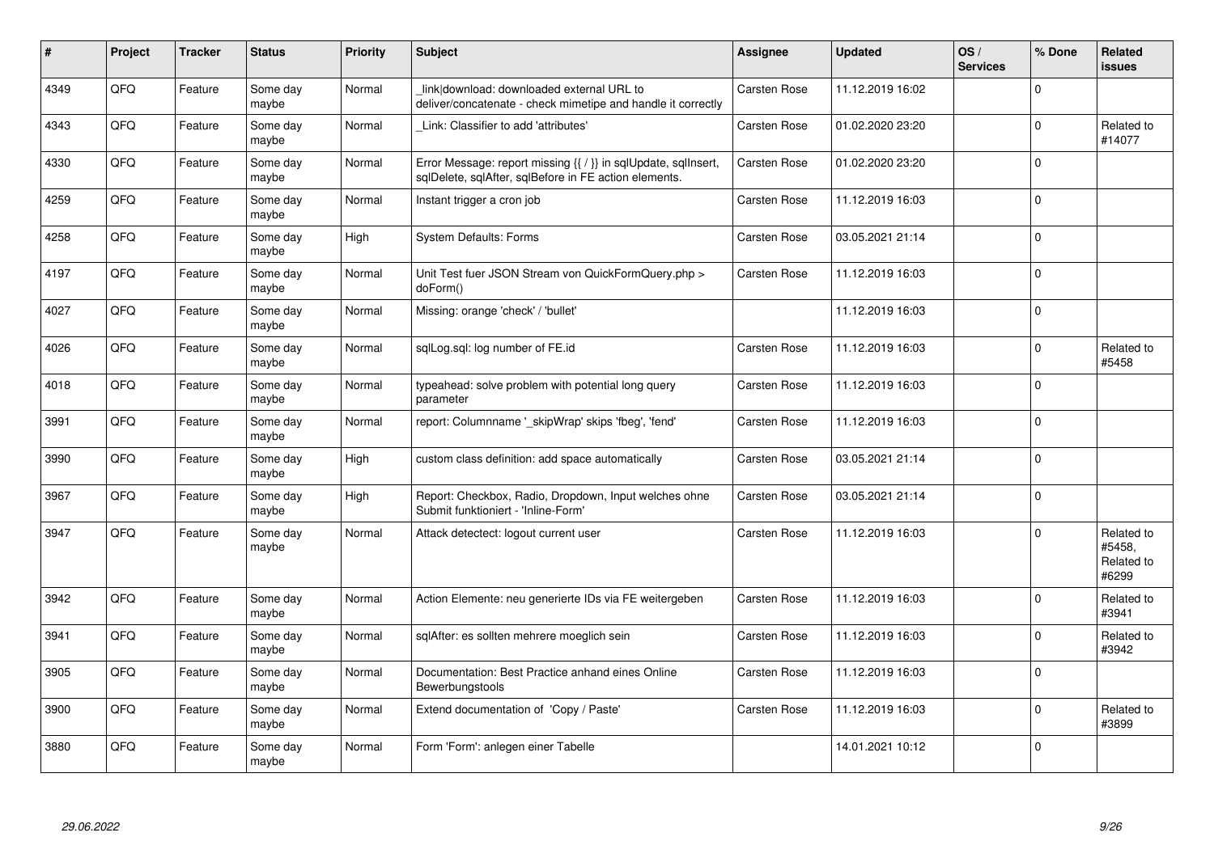| # | Project | Tracker | Status | Priority | Subject | Assignee | Updated | OS / Services | % Done | Related issues |
|---|---|---|---|---|---|---|---|---|---|---|
| 4349 | QFO | Feature | Some day maybe | Normal | _link\|download: downloaded external URL to deliver/concatenate - check mimetipe and handle it correctly | Carsten Rose | 11.12.2019 16:02 | | 0 | |
| 4343 | QFO | Feature | Some day maybe | Normal | _Link: Classifier to add 'attributes' | Carsten Rose | 01.02.2020 23:20 | | 0 | Related to #14077 |
| 4330 | QFO | Feature | Some day maybe | Normal | Error Message: report missing {{ / }} in sqlUpdate, sqlInsert, sqlDelete, sqlAfter, sqlBefore in FE action elements. | Carsten Rose | 01.02.2020 23:20 | | 0 | |
| 4259 | QFO | Feature | Some day maybe | Normal | Instant trigger a cron job | Carsten Rose | 11.12.2019 16:03 | | 0 | |
| 4258 | QFO | Feature | Some day maybe | High | System Defaults: Forms | Carsten Rose | 03.05.2021 21:14 | | 0 | |
| 4197 | QFO | Feature | Some day maybe | Normal | Unit Test fuer JSON Stream von QuickFormQuery.php > doForm() | Carsten Rose | 11.12.2019 16:03 | | 0 | |
| 4027 | QFO | Feature | Some day maybe | Normal | Missing: orange 'check' / 'bullet' | | 11.12.2019 16:03 | | 0 | |
| 4026 | QFO | Feature | Some day maybe | Normal | sqlLog.sql: log number of FE.id | Carsten Rose | 11.12.2019 16:03 | | 0 | Related to #5458 |
| 4018 | QFO | Feature | Some day maybe | Normal | typeahead: solve problem with potential long query parameter | Carsten Rose | 11.12.2019 16:03 | | 0 | |
| 3991 | QFO | Feature | Some day maybe | Normal | report: Columnname '_skipWrap' skips 'fbeg', 'fend' | Carsten Rose | 11.12.2019 16:03 | | 0 | |
| 3990 | QFO | Feature | Some day maybe | High | custom class definition: add space automatically | Carsten Rose | 03.05.2021 21:14 | | 0 | |
| 3967 | QFO | Feature | Some day maybe | High | Report: Checkbox, Radio, Dropdown, Input welches ohne Submit funktioniert - 'Inline-Form' | Carsten Rose | 03.05.2021 21:14 | | 0 | |
| 3947 | QFO | Feature | Some day maybe | Normal | Attack detectect: logout current user | Carsten Rose | 11.12.2019 16:03 | | 0 | Related to #5458, Related to #6299 |
| 3942 | QFO | Feature | Some day maybe | Normal | Action Elemente: neu generierte IDs via FE weitergeben | Carsten Rose | 11.12.2019 16:03 | | 0 | Related to #3941 |
| 3941 | QFO | Feature | Some day maybe | Normal | sqlAfter: es sollten mehrere moeglich sein | Carsten Rose | 11.12.2019 16:03 | | 0 | Related to #3942 |
| 3905 | QFO | Feature | Some day maybe | Normal | Documentation: Best Practice anhand eines Online Bewerbungstools | Carsten Rose | 11.12.2019 16:03 | | 0 | |
| 3900 | QFO | Feature | Some day maybe | Normal | Extend documentation of 'Copy / Paste' | Carsten Rose | 11.12.2019 16:03 | | 0 | Related to #3899 |
| 3880 | QFO | Feature | Some day maybe | Normal | Form 'Form': anlegen einer Tabelle | | 14.01.2021 10:12 | | 0 | |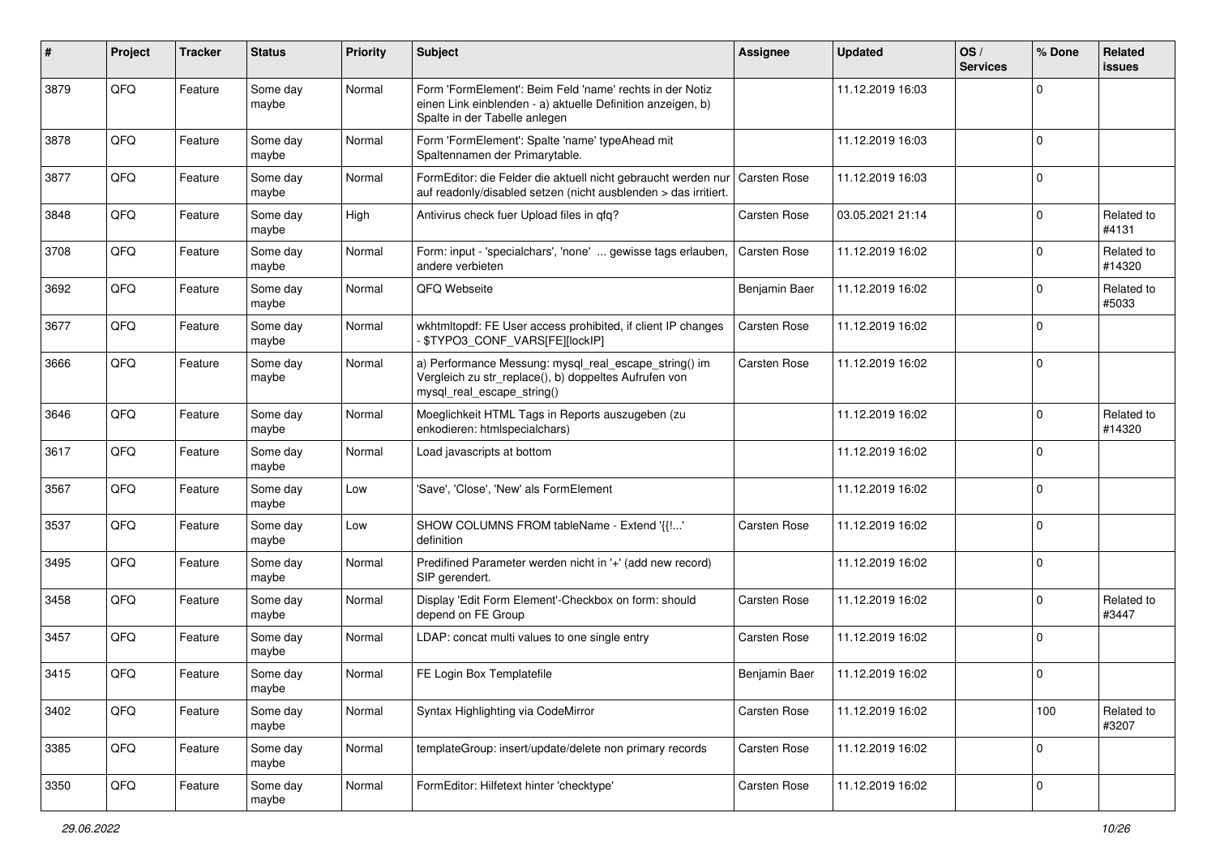| # | Project | Tracker | Status | Priority | Subject | Assignee | Updated | OS / Services | % Done | Related issues |
|---|---|---|---|---|---|---|---|---|---|---|
| 3879 | QFQ | Feature | Some day maybe | Normal | Form 'FormElement': Beim Feld 'name' rechts in der Notiz einen Link einblenden - a) aktuelle Definition anzeigen, b) Spalte in der Tabelle anlegen | | 11.12.2019 16:03 | | 0 | |
| 3878 | QFQ | Feature | Some day maybe | Normal | Form 'FormElement': Spalte 'name' typeAhead mit Spaltennamen der Primarytable. | | 11.12.2019 16:03 | | 0 | |
| 3877 | QFQ | Feature | Some day maybe | Normal | FormEditor: die Felder die aktuell nicht gebraucht werden nur auf readonly/disabled setzen (nicht ausblenden > das irritiert. | Carsten Rose | 11.12.2019 16:03 | | 0 | |
| 3848 | QFQ | Feature | Some day maybe | High | Antivirus check fuer Upload files in qfq? | Carsten Rose | 03.05.2021 21:14 | | 0 | Related to #4131 |
| 3708 | QFQ | Feature | Some day maybe | Normal | Form: input - 'specialchars', 'none' ... gewisse tags erlauben, andere verbieten | Carsten Rose | 11.12.2019 16:02 | | 0 | Related to #14320 |
| 3692 | QFQ | Feature | Some day maybe | Normal | QFQ Webseite | Benjamin Baer | 11.12.2019 16:02 | | 0 | Related to #5033 |
| 3677 | QFQ | Feature | Some day maybe | Normal | wkhtmltopdf: FE User access prohibited, if client IP changes - $TYPO3_CONF_VARS[FE][lockIP] | Carsten Rose | 11.12.2019 16:02 | | 0 | |
| 3666 | QFQ | Feature | Some day maybe | Normal | a) Performance Messung: mysql_real_escape_string() im Vergleich zu str_replace(), b) doppeltes Aufrufen von mysql_real_escape_string() | Carsten Rose | 11.12.2019 16:02 | | 0 | |
| 3646 | QFQ | Feature | Some day maybe | Normal | Moeglichkeit HTML Tags in Reports auszugeben (zu enkodieren: htmlspecialchars) | | 11.12.2019 16:02 | | 0 | Related to #14320 |
| 3617 | QFQ | Feature | Some day maybe | Normal | Load javascripts at bottom | | 11.12.2019 16:02 | | 0 | |
| 3567 | QFQ | Feature | Some day maybe | Low | 'Save', 'Close', 'New' als FormElement | | 11.12.2019 16:02 | | 0 | |
| 3537 | QFQ | Feature | Some day maybe | Low | SHOW COLUMNS FROM tableName - Extend '{{!...' definition | Carsten Rose | 11.12.2019 16:02 | | 0 | |
| 3495 | QFQ | Feature | Some day maybe | Normal | Predifined Parameter werden nicht in '+' (add new record) SIP gerendert. | | 11.12.2019 16:02 | | 0 | |
| 3458 | QFQ | Feature | Some day maybe | Normal | Display 'Edit Form Element'-Checkbox on form: should depend on FE Group | Carsten Rose | 11.12.2019 16:02 | | 0 | Related to #3447 |
| 3457 | QFQ | Feature | Some day maybe | Normal | LDAP: concat multi values to one single entry | Carsten Rose | 11.12.2019 16:02 | | 0 | |
| 3415 | QFQ | Feature | Some day maybe | Normal | FE Login Box Templatefile | Benjamin Baer | 11.12.2019 16:02 | | 0 | |
| 3402 | QFQ | Feature | Some day maybe | Normal | Syntax Highlighting via CodeMirror | Carsten Rose | 11.12.2019 16:02 | | 100 | Related to #3207 |
| 3385 | QFQ | Feature | Some day maybe | Normal | templateGroup: insert/update/delete non primary records | Carsten Rose | 11.12.2019 16:02 | | 0 | |
| 3350 | QFQ | Feature | Some day maybe | Normal | FormEditor: Hilfetext hinter 'checktype' | Carsten Rose | 11.12.2019 16:02 | | 0 | |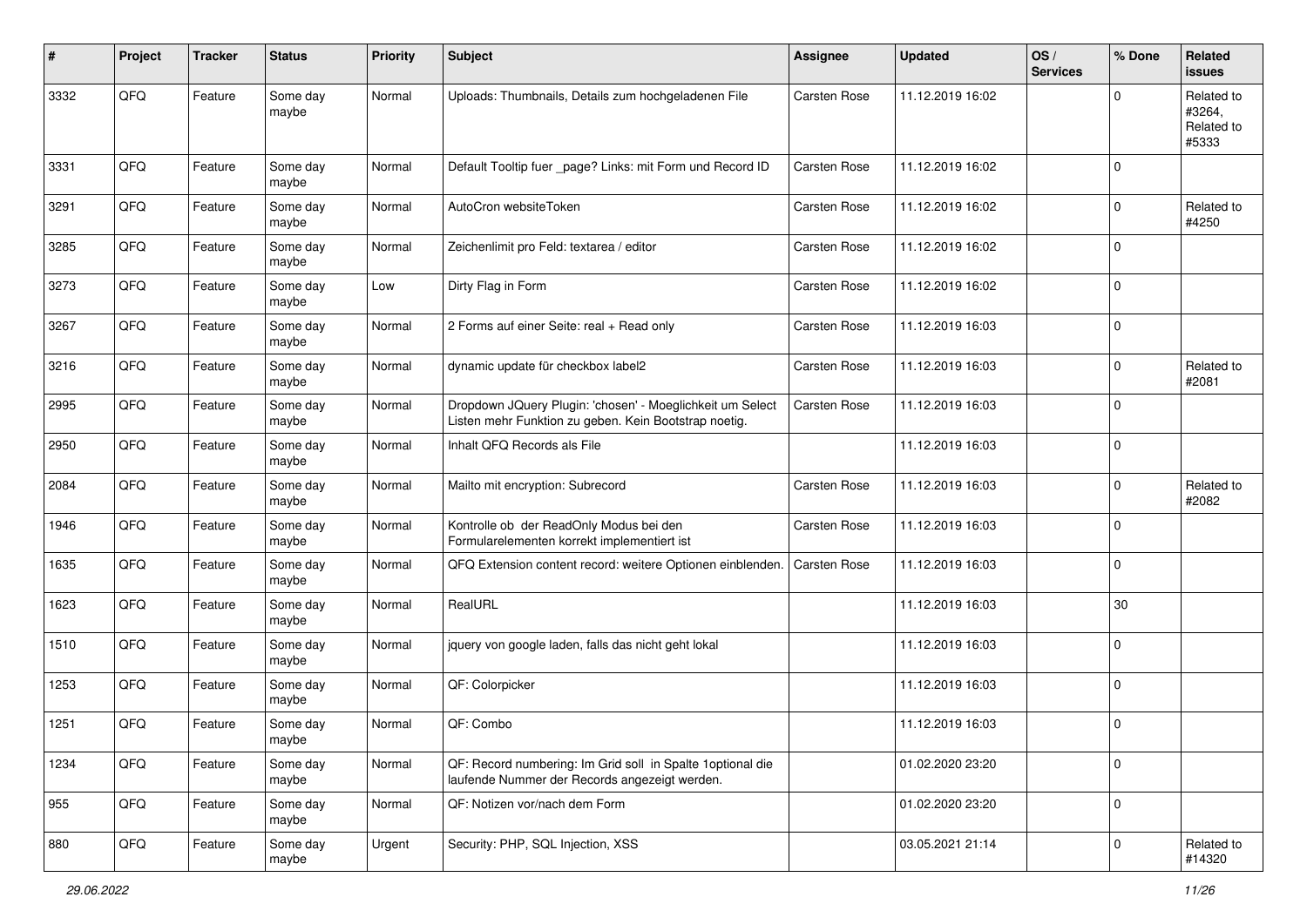| # | Project | Tracker | Status | Priority | Subject | Assignee | Updated | OS / Services | % Done | Related issues |
|---|---|---|---|---|---|---|---|---|---|---|
| 3332 | QFQ | Feature | Some day maybe | Normal | Uploads: Thumbnails, Details zum hochgeladenen File | Carsten Rose | 11.12.2019 16:02 | | 0 | Related to #3264, Related to #5333 |
| 3331 | QFQ | Feature | Some day maybe | Normal | Default Tooltip fuer _page? Links: mit Form und Record ID | Carsten Rose | 11.12.2019 16:02 | | 0 | |
| 3291 | QFQ | Feature | Some day maybe | Normal | AutoCron websiteToken | Carsten Rose | 11.12.2019 16:02 | | 0 | Related to #4250 |
| 3285 | QFQ | Feature | Some day maybe | Normal | Zeichenlimit pro Feld: textarea / editor | Carsten Rose | 11.12.2019 16:02 | | 0 | |
| 3273 | QFQ | Feature | Some day maybe | Low | Dirty Flag in Form | Carsten Rose | 11.12.2019 16:02 | | 0 | |
| 3267 | QFQ | Feature | Some day maybe | Normal | 2 Forms auf einer Seite: real + Read only | Carsten Rose | 11.12.2019 16:03 | | 0 | |
| 3216 | QFQ | Feature | Some day maybe | Normal | dynamic update für checkbox label2 | Carsten Rose | 11.12.2019 16:03 | | 0 | Related to #2081 |
| 2995 | QFQ | Feature | Some day maybe | Normal | Dropdown JQuery Plugin: 'chosen' - Moeglichkeit um Select Listen mehr Funktion zu geben. Kein Bootstrap noetig. | Carsten Rose | 11.12.2019 16:03 | | 0 | |
| 2950 | QFQ | Feature | Some day maybe | Normal | Inhalt QFQ Records als File | | 11.12.2019 16:03 | | 0 | |
| 2084 | QFQ | Feature | Some day maybe | Normal | Mailto mit encryption: Subrecord | Carsten Rose | 11.12.2019 16:03 | | 0 | Related to #2082 |
| 1946 | QFQ | Feature | Some day maybe | Normal | Kontrolle ob der ReadOnly Modus bei den Formularelementen korrekt implementiert ist | Carsten Rose | 11.12.2019 16:03 | | 0 | |
| 1635 | QFQ | Feature | Some day maybe | Normal | QFQ Extension content record: weitere Optionen einblenden. | Carsten Rose | 11.12.2019 16:03 | | 0 | |
| 1623 | QFQ | Feature | Some day maybe | Normal | RealURL | | 11.12.2019 16:03 | | 30 | |
| 1510 | QFQ | Feature | Some day maybe | Normal | jquery von google laden, falls das nicht geht lokal | | 11.12.2019 16:03 | | 0 | |
| 1253 | QFQ | Feature | Some day maybe | Normal | QF: Colorpicker | | 11.12.2019 16:03 | | 0 | |
| 1251 | QFQ | Feature | Some day maybe | Normal | QF: Combo | | 11.12.2019 16:03 | | 0 | |
| 1234 | QFQ | Feature | Some day maybe | Normal | QF: Record numbering: Im Grid soll in Spalte 1optional die laufende Nummer der Records angezeigt werden. | | 01.02.2020 23:20 | | 0 | |
| 955 | QFQ | Feature | Some day maybe | Normal | QF: Notizen vor/nach dem Form | | 01.02.2020 23:20 | | 0 | |
| 880 | QFQ | Feature | Some day maybe | Urgent | Security: PHP, SQL Injection, XSS | | 03.05.2021 21:14 | | 0 | Related to #14320 |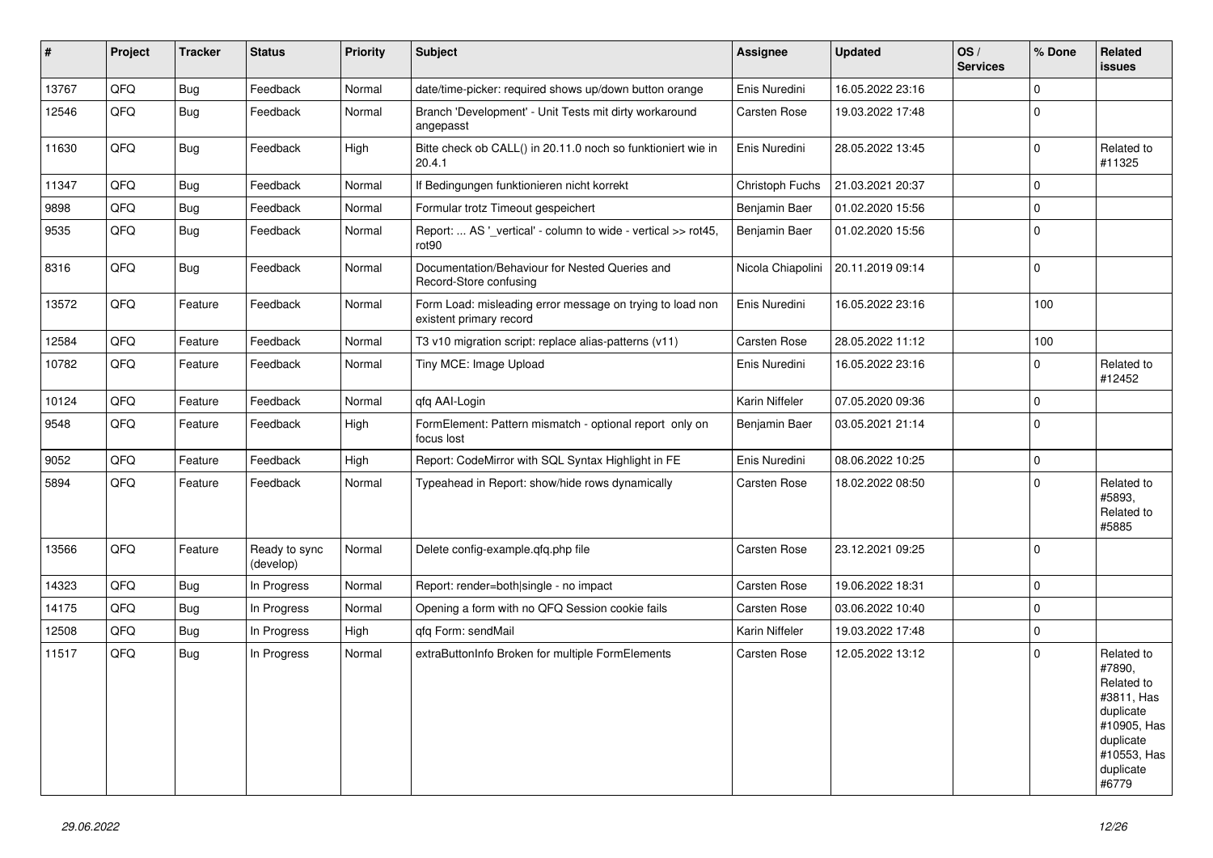| # | Project | Tracker | Status | Priority | Subject | Assignee | Updated | OS / Services | % Done | Related issues |
|---|---|---|---|---|---|---|---|---|---|---|
| 13767 | QFQ | Bug | Feedback | Normal | date/time-picker: required shows up/down button orange | Enis Nuredini | 16.05.2022 23:16 | | 0 | |
| 12546 | QFQ | Bug | Feedback | Normal | Branch 'Development' - Unit Tests mit dirty workaround angepasst | Carsten Rose | 19.03.2022 17:48 | | 0 | |
| 11630 | QFQ | Bug | Feedback | High | Bitte check ob CALL() in 20.11.0 noch so funktioniert wie in 20.4.1 | Enis Nuredini | 28.05.2022 13:45 | | 0 | Related to #11325 |
| 11347 | QFQ | Bug | Feedback | Normal | If Bedingungen funktionieren nicht korrekt | Christoph Fuchs | 21.03.2021 20:37 | | 0 | |
| 9898 | QFQ | Bug | Feedback | Normal | Formular trotz Timeout gespeichert | Benjamin Baer | 01.02.2020 15:56 | | 0 | |
| 9535 | QFQ | Bug | Feedback | Normal | Report: ... AS '_vertical' - column to wide - vertical >> rot45, rot90 | Benjamin Baer | 01.02.2020 15:56 | | 0 | |
| 8316 | QFQ | Bug | Feedback | Normal | Documentation/Behaviour for Nested Queries and Record-Store confusing | Nicola Chiapolini | 20.11.2019 09:14 | | 0 | |
| 13572 | QFQ | Feature | Feedback | Normal | Form Load: misleading error message on trying to load non existent primary record | Enis Nuredini | 16.05.2022 23:16 | | 100 | |
| 12584 | QFQ | Feature | Feedback | Normal | T3 v10 migration script: replace alias-patterns (v11) | Carsten Rose | 28.05.2022 11:12 | | 100 | |
| 10782 | QFQ | Feature | Feedback | Normal | Tiny MCE: Image Upload | Enis Nuredini | 16.05.2022 23:16 | | 0 | Related to #12452 |
| 10124 | QFQ | Feature | Feedback | Normal | qfq AAI-Login | Karin Niffeler | 07.05.2020 09:36 | | 0 | |
| 9548 | QFQ | Feature | Feedback | High | FormElement: Pattern mismatch - optional report only on focus lost | Benjamin Baer | 03.05.2021 21:14 | | 0 | |
| 9052 | QFQ | Feature | Feedback | High | Report: CodeMirror with SQL Syntax Highlight in FE | Enis Nuredini | 08.06.2022 10:25 | | 0 | |
| 5894 | QFQ | Feature | Feedback | Normal | Typeahead in Report: show/hide rows dynamically | Carsten Rose | 18.02.2022 08:50 | | 0 | Related to #5893, Related to #5885 |
| 13566 | QFQ | Feature | Ready to sync (develop) | Normal | Delete config-example.qfq.php file | Carsten Rose | 23.12.2021 09:25 | | 0 | |
| 14323 | QFQ | Bug | In Progress | Normal | Report: render=both\|single - no impact | Carsten Rose | 19.06.2022 18:31 | | 0 | |
| 14175 | QFQ | Bug | In Progress | Normal | Opening a form with no QFQ Session cookie fails | Carsten Rose | 03.06.2022 10:40 | | 0 | |
| 12508 | QFQ | Bug | In Progress | High | qfq Form: sendMail | Karin Niffeler | 19.03.2022 17:48 | | 0 | |
| 11517 | QFQ | Bug | In Progress | Normal | extraButtonInfo Broken for multiple FormElements | Carsten Rose | 12.05.2022 13:12 | | 0 | Related to #7890, Related to #3811, Has duplicate #10905, Has duplicate #10553, Has duplicate #6779 |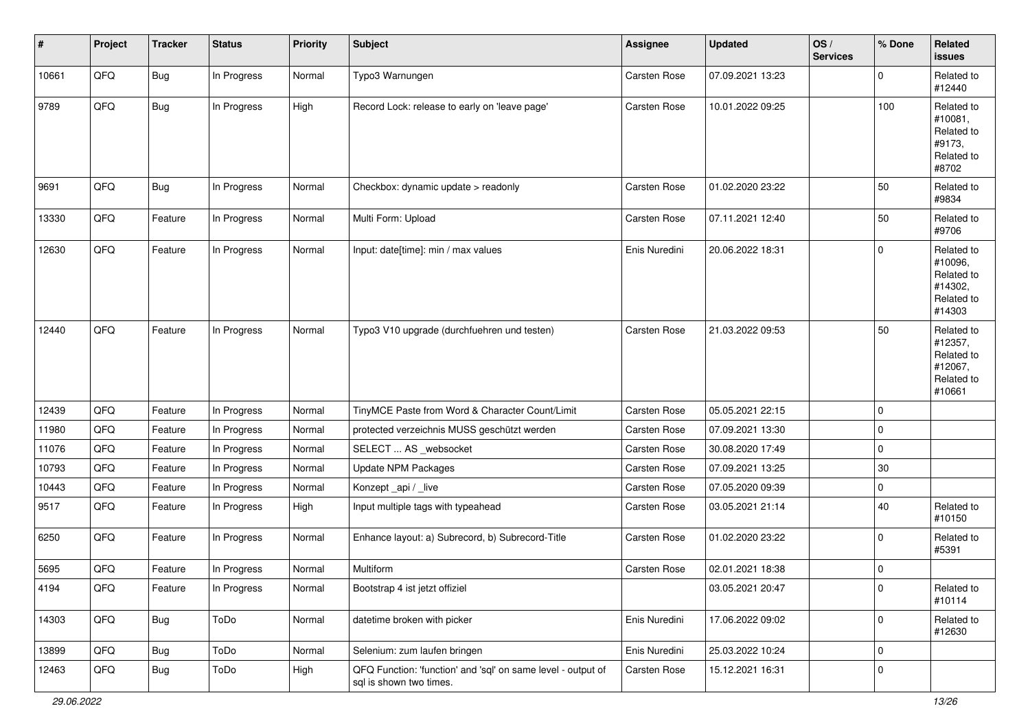| # | Project | Tracker | Status | Priority | Subject | Assignee | Updated | OS / Services | % Done | Related issues |
|---|---|---|---|---|---|---|---|---|---|---|
| 10661 | QFQ | Bug | In Progress | Normal | Typo3 Warnungen | Carsten Rose | 07.09.2021 13:23 | | 0 | Related to #12440 |
| 9789 | QFQ | Bug | In Progress | High | Record Lock: release to early on 'leave page' | Carsten Rose | 10.01.2022 09:25 | | 100 | Related to #10081, Related to #9173, Related to #8702 |
| 9691 | QFQ | Bug | In Progress | Normal | Checkbox: dynamic update > readonly | Carsten Rose | 01.02.2020 23:22 | | 50 | Related to #9834 |
| 13330 | QFQ | Feature | In Progress | Normal | Multi Form: Upload | Carsten Rose | 07.11.2021 12:40 | | 50 | Related to #9706 |
| 12630 | QFQ | Feature | In Progress | Normal | Input: date[time]: min / max values | Enis Nuredini | 20.06.2022 18:31 | | 0 | Related to #10096, Related to #14302, Related to #14303 |
| 12440 | QFQ | Feature | In Progress | Normal | Typo3 V10 upgrade (durchfuehren und testen) | Carsten Rose | 21.03.2022 09:53 | | 50 | Related to #12357, Related to #12067, Related to #10661 |
| 12439 | QFQ | Feature | In Progress | Normal | TinyMCE Paste from Word & Character Count/Limit | Carsten Rose | 05.05.2021 22:15 | | 0 | |
| 11980 | QFQ | Feature | In Progress | Normal | protected verzeichnis MUSS geschützt werden | Carsten Rose | 07.09.2021 13:30 | | 0 | |
| 11076 | QFQ | Feature | In Progress | Normal | SELECT ... AS _websocket | Carsten Rose | 30.08.2020 17:49 | | 0 | |
| 10793 | QFQ | Feature | In Progress | Normal | Update NPM Packages | Carsten Rose | 07.09.2021 13:25 | | 30 | |
| 10443 | QFQ | Feature | In Progress | Normal | Konzept _api / _live | Carsten Rose | 07.05.2020 09:39 | | 0 | |
| 9517 | QFQ | Feature | In Progress | High | Input multiple tags with typeahead | Carsten Rose | 03.05.2021 21:14 | | 40 | Related to #10150 |
| 6250 | QFQ | Feature | In Progress | Normal | Enhance layout: a) Subrecord, b) Subrecord-Title | Carsten Rose | 01.02.2020 23:22 | | 0 | Related to #5391 |
| 5695 | QFQ | Feature | In Progress | Normal | Multiform | Carsten Rose | 02.01.2021 18:38 | | 0 | |
| 4194 | QFQ | Feature | In Progress | Normal | Bootstrap 4 ist jetzt offiziel | | 03.05.2021 20:47 | | 0 | Related to #10114 |
| 14303 | QFQ | Bug | ToDo | Normal | datetime broken with picker | Enis Nuredini | 17.06.2022 09:02 | | 0 | Related to #12630 |
| 13899 | QFQ | Bug | ToDo | Normal | Selenium: zum laufen bringen | Enis Nuredini | 25.03.2022 10:24 | | 0 | |
| 12463 | QFQ | Bug | ToDo | High | QFQ Function: 'function' and 'sql' on same level - output of sql is shown two times. | Carsten Rose | 15.12.2021 16:31 | | 0 | |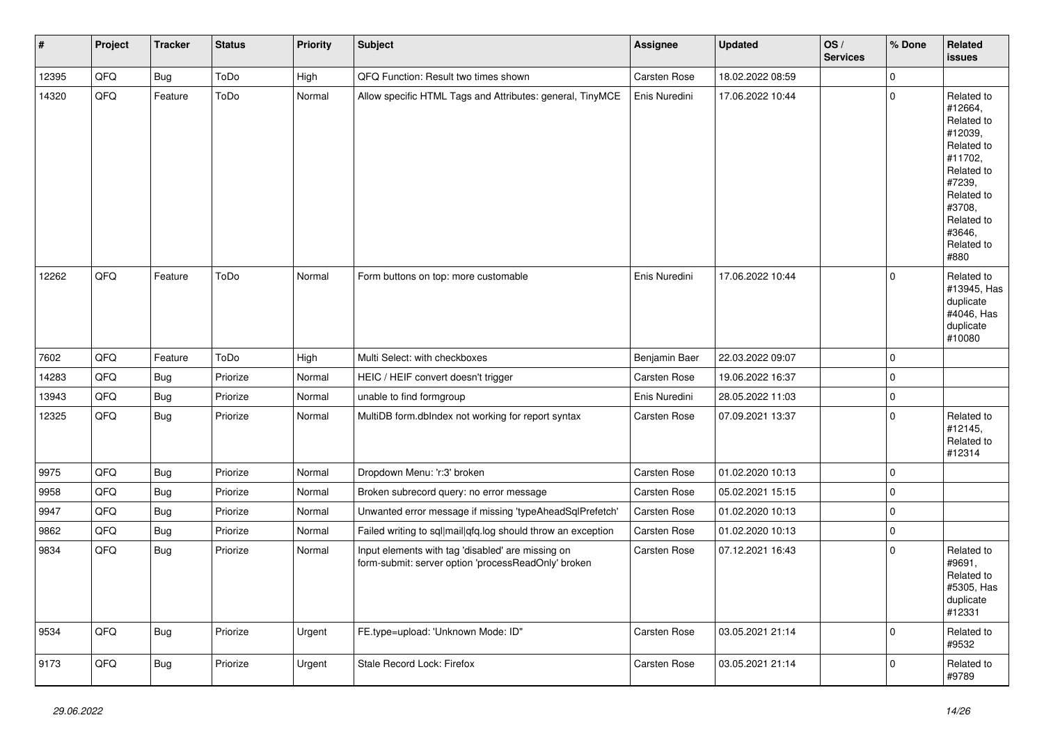| # | Project | Tracker | Status | Priority | Subject | Assignee | Updated | OS / Services | % Done | Related issues |
|---|---|---|---|---|---|---|---|---|---|---|
| 12395 | QFQ | Bug | ToDo | High | QFQ Function: Result two times shown | Carsten Rose | 18.02.2022 08:59 | | 0 | |
| 14320 | QFQ | Feature | ToDo | Normal | Allow specific HTML Tags and Attributes: general, TinyMCE | Enis Nuredini | 17.06.2022 10:44 | | 0 | Related to #12664, Related to #12039, Related to #11702, Related to #7239, Related to #3708, Related to #3646, Related to #880 |
| 12262 | QFQ | Feature | ToDo | Normal | Form buttons on top: more customable | Enis Nuredini | 17.06.2022 10:44 | | 0 | Related to #13945, Has duplicate #4046, Has duplicate #10080 |
| 7602 | QFQ | Feature | ToDo | High | Multi Select: with checkboxes | Benjamin Baer | 22.03.2022 09:07 | | 0 | |
| 14283 | QFQ | Bug | Priorize | Normal | HEIC / HEIF convert doesn't trigger | Carsten Rose | 19.06.2022 16:37 | | 0 | |
| 13943 | QFQ | Bug | Priorize | Normal | unable to find formgroup | Enis Nuredini | 28.05.2022 11:03 | | 0 | |
| 12325 | QFQ | Bug | Priorize | Normal | MultiDB form.dblndex not working for report syntax | Carsten Rose | 07.09.2021 13:37 | | 0 | Related to #12145, Related to #12314 |
| 9975 | QFQ | Bug | Priorize | Normal | Dropdown Menu: 'r:3' broken | Carsten Rose | 01.02.2020 10:13 | | 0 | |
| 9958 | QFQ | Bug | Priorize | Normal | Broken subrecord query: no error message | Carsten Rose | 05.02.2021 15:15 | | 0 | |
| 9947 | QFQ | Bug | Priorize | Normal | Unwanted error message if missing 'typeAheadSqlPrefetch' | Carsten Rose | 01.02.2020 10:13 | | 0 | |
| 9862 | QFQ | Bug | Priorize | Normal | Failed writing to sql\|mail\|qfq.log should throw an exception | Carsten Rose | 01.02.2020 10:13 | | 0 | |
| 9834 | QFQ | Bug | Priorize | Normal | Input elements with tag 'disabled' are missing on form-submit: server option 'processReadOnly' broken | Carsten Rose | 07.12.2021 16:43 | | 0 | Related to #9691, Related to #5305, Has duplicate #12331 |
| 9534 | QFQ | Bug | Priorize | Urgent | FE.type=upload: 'Unknown Mode: ID" | Carsten Rose | 03.05.2021 21:14 | | 0 | Related to #9532 |
| 9173 | QFQ | Bug | Priorize | Urgent | Stale Record Lock: Firefox | Carsten Rose | 03.05.2021 21:14 | | 0 | Related to #9789 |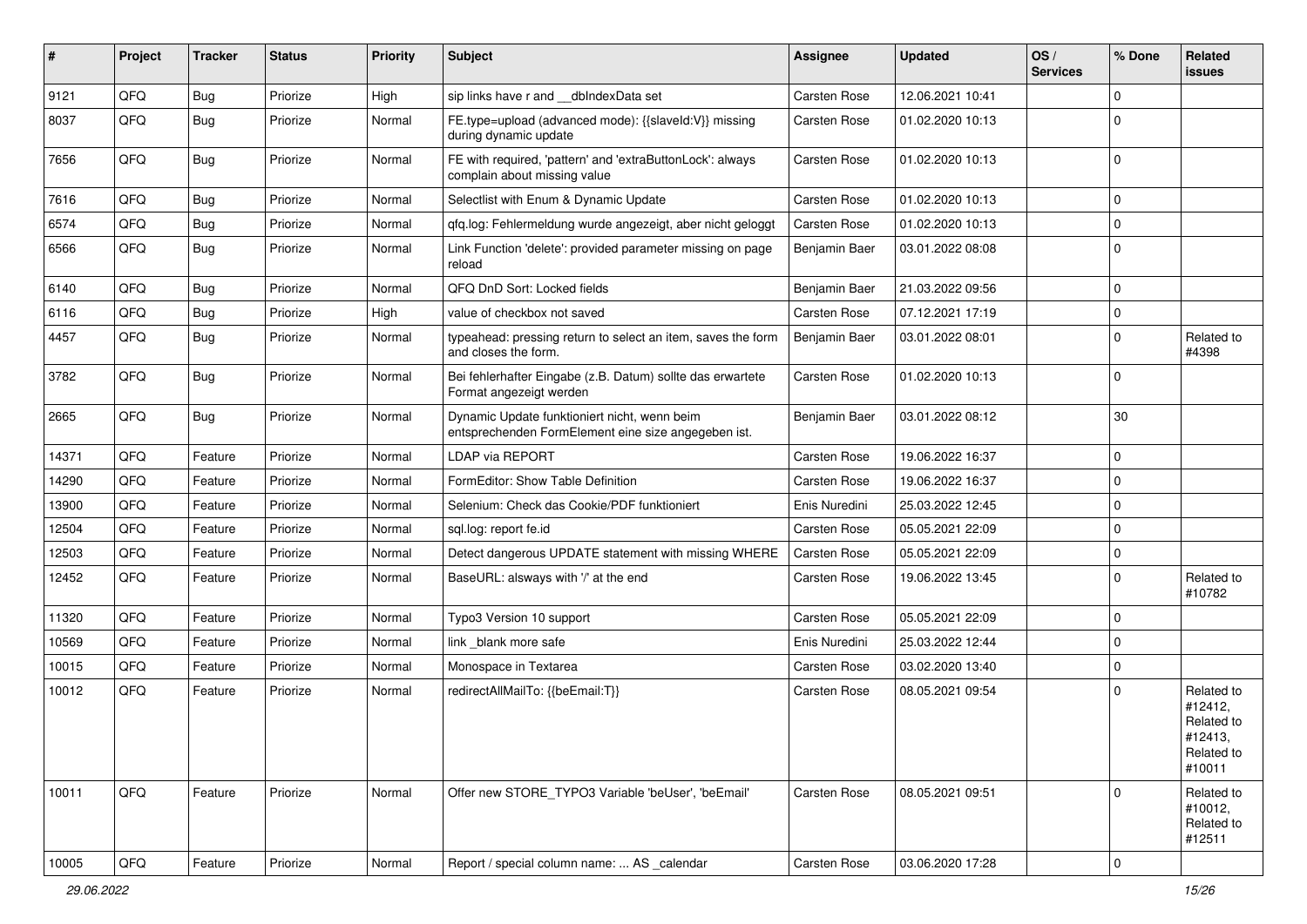| # | Project | Tracker | Status | Priority | Subject | Assignee | Updated | OS / Services | % Done | Related issues |
|---|---|---|---|---|---|---|---|---|---|---|
| 9121 | QFQ | Bug | Priorize | High | sip links have r and __dbIndexData set | Carsten Rose | 12.06.2021 10:41 | | 0 | |
| 8037 | QFQ | Bug | Priorize | Normal | FE.type=upload (advanced mode): {{slaveId:V}} missing during dynamic update | Carsten Rose | 01.02.2020 10:13 | | 0 | |
| 7656 | QFQ | Bug | Priorize | Normal | FE with required, 'pattern' and 'extraButtonLock': always complain about missing value | Carsten Rose | 01.02.2020 10:13 | | 0 | |
| 7616 | QFQ | Bug | Priorize | Normal | Selectlist with Enum & Dynamic Update | Carsten Rose | 01.02.2020 10:13 | | 0 | |
| 6574 | QFQ | Bug | Priorize | Normal | qfq.log: Fehlermeldung wurde angezeigt, aber nicht geloggt | Carsten Rose | 01.02.2020 10:13 | | 0 | |
| 6566 | QFQ | Bug | Priorize | Normal | Link Function 'delete': provided parameter missing on page reload | Benjamin Baer | 03.01.2022 08:08 | | 0 | |
| 6140 | QFQ | Bug | Priorize | Normal | QFQ DnD Sort: Locked fields | Benjamin Baer | 21.03.2022 09:56 | | 0 | |
| 6116 | QFQ | Bug | Priorize | High | value of checkbox not saved | Carsten Rose | 07.12.2021 17:19 | | 0 | |
| 4457 | QFQ | Bug | Priorize | Normal | typeahead: pressing return to select an item, saves the form and closes the form. | Benjamin Baer | 03.01.2022 08:01 | | 0 | Related to #4398 |
| 3782 | QFQ | Bug | Priorize | Normal | Bei fehlerhafter Eingabe (z.B. Datum) sollte das erwartete Format angezeigt werden | Carsten Rose | 01.02.2020 10:13 | | 0 | |
| 2665 | QFQ | Bug | Priorize | Normal | Dynamic Update funktioniert nicht, wenn beim entsprechenden FormElement eine size angegeben ist. | Benjamin Baer | 03.01.2022 08:12 | | 30 | |
| 14371 | QFQ | Feature | Priorize | Normal | LDAP via REPORT | Carsten Rose | 19.06.2022 16:37 | | 0 | |
| 14290 | QFQ | Feature | Priorize | Normal | FormEditor: Show Table Definition | Carsten Rose | 19.06.2022 16:37 | | 0 | |
| 13900 | QFQ | Feature | Priorize | Normal | Selenium: Check das Cookie/PDF funktioniert | Enis Nuredini | 25.03.2022 12:45 | | 0 | |
| 12504 | QFQ | Feature | Priorize | Normal | sql.log: report fe.id | Carsten Rose | 05.05.2021 22:09 | | 0 | |
| 12503 | QFQ | Feature | Priorize | Normal | Detect dangerous UPDATE statement with missing WHERE | Carsten Rose | 05.05.2021 22:09 | | 0 | |
| 12452 | QFQ | Feature | Priorize | Normal | BaseURL: alsways with '/' at the end | Carsten Rose | 19.06.2022 13:45 | | 0 | Related to #10782 |
| 11320 | QFQ | Feature | Priorize | Normal | Typo3 Version 10 support | Carsten Rose | 05.05.2021 22:09 | | 0 | |
| 10569 | QFQ | Feature | Priorize | Normal | link _blank more safe | Enis Nuredini | 25.03.2022 12:44 | | 0 | |
| 10015 | QFQ | Feature | Priorize | Normal | Monospace in Textarea | Carsten Rose | 03.02.2020 13:40 | | 0 | |
| 10012 | QFQ | Feature | Priorize | Normal | redirectAllMailTo: {{beEmail:T}} | Carsten Rose | 08.05.2021 09:54 | | 0 | Related to #12412, Related to #12413, Related to #10011 |
| 10011 | QFQ | Feature | Priorize | Normal | Offer new STORE_TYPO3 Variable 'beUser', 'beEmail' | Carsten Rose | 08.05.2021 09:51 | | 0 | Related to #10012, Related to #12511 |
| 10005 | QFQ | Feature | Priorize | Normal | Report / special column name: ... AS _calendar | Carsten Rose | 03.06.2020 17:28 | | 0 | |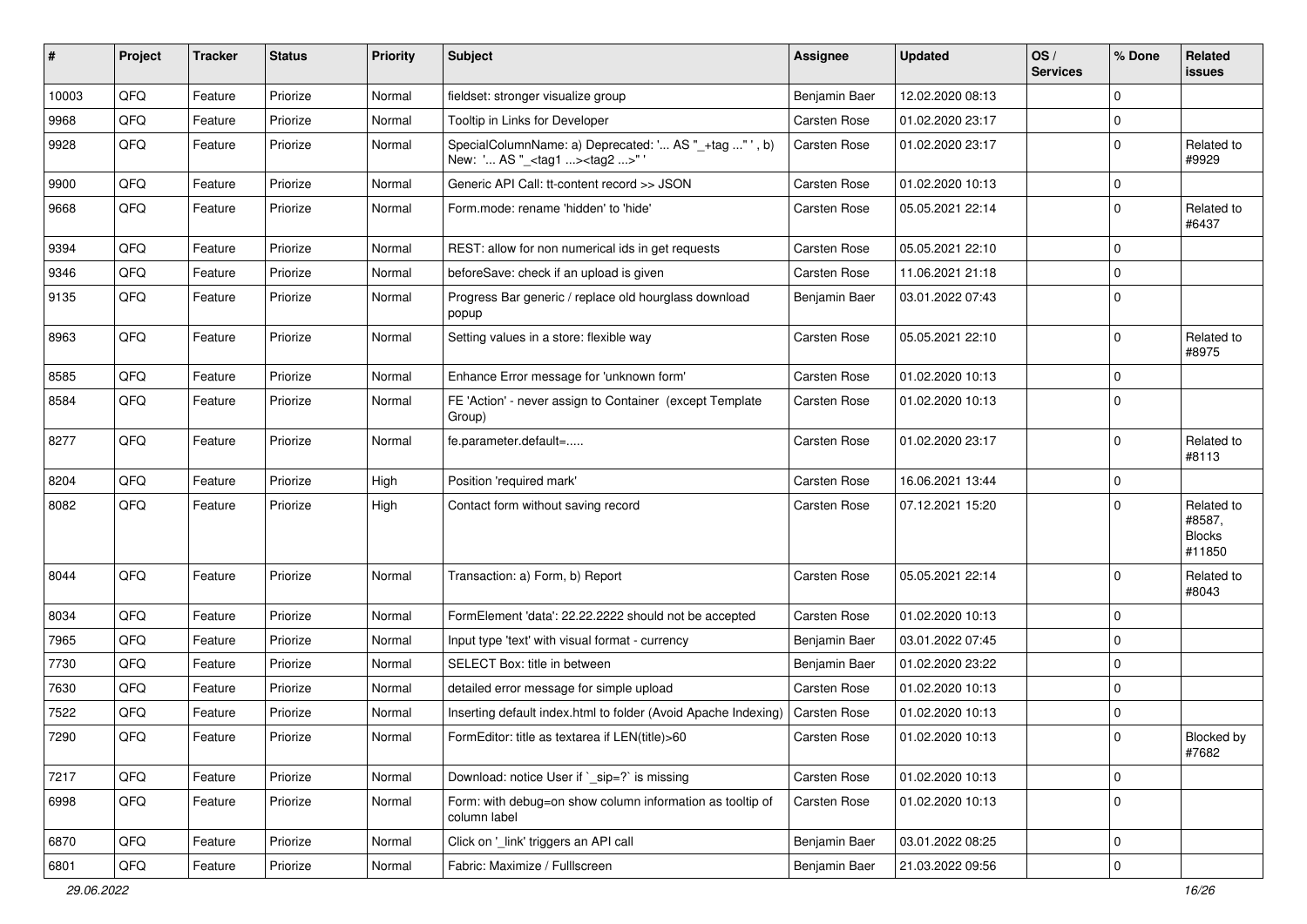| # | Project | Tracker | Status | Priority | Subject | Assignee | Updated | OS / Services | % Done | Related issues |
|---|---|---|---|---|---|---|---|---|---|---|
| 10003 | QFQ | Feature | Priorize | Normal | fieldset: stronger visualize group | Benjamin Baer | 12.02.2020 08:13 | | 0 | |
| 9968 | QFQ | Feature | Priorize | Normal | Tooltip in Links for Developer | Carsten Rose | 01.02.2020 23:17 | | 0 | |
| 9928 | QFQ | Feature | Priorize | Normal | SpecialColumnName: a) Deprecated: '... AS "_+tag ..." ', b) New: '... AS "_<tag1 ...><tag2 ...>" ' | Carsten Rose | 01.02.2020 23:17 | | 0 | Related to #9929 |
| 9900 | QFQ | Feature | Priorize | Normal | Generic API Call: tt-content record >> JSON | Carsten Rose | 01.02.2020 10:13 | | 0 | |
| 9668 | QFQ | Feature | Priorize | Normal | Form.mode: rename 'hidden' to 'hide' | Carsten Rose | 05.05.2021 22:14 | | 0 | Related to #6437 |
| 9394 | QFQ | Feature | Priorize | Normal | REST: allow for non numerical ids in get requests | Carsten Rose | 05.05.2021 22:10 | | 0 | |
| 9346 | QFQ | Feature | Priorize | Normal | beforeSave: check if an upload is given | Carsten Rose | 11.06.2021 21:18 | | 0 | |
| 9135 | QFQ | Feature | Priorize | Normal | Progress Bar generic / replace old hourglass download popup | Benjamin Baer | 03.01.2022 07:43 | | 0 | |
| 8963 | QFQ | Feature | Priorize | Normal | Setting values in a store: flexible way | Carsten Rose | 05.05.2021 22:10 | | 0 | Related to #8975 |
| 8585 | QFQ | Feature | Priorize | Normal | Enhance Error message for 'unknown form' | Carsten Rose | 01.02.2020 10:13 | | 0 | |
| 8584 | QFQ | Feature | Priorize | Normal | FE 'Action' - never assign to Container (except Template Group) | Carsten Rose | 01.02.2020 10:13 | | 0 | |
| 8277 | QFQ | Feature | Priorize | Normal | fe.parameter.default=..... | Carsten Rose | 01.02.2020 23:17 | | 0 | Related to #8113 |
| 8204 | QFQ | Feature | Priorize | High | Position 'required mark' | Carsten Rose | 16.06.2021 13:44 | | 0 | |
| 8082 | QFQ | Feature | Priorize | High | Contact form without saving record | Carsten Rose | 07.12.2021 15:20 | | 0 | Related to #8587, Blocks #11850 |
| 8044 | QFQ | Feature | Priorize | Normal | Transaction: a) Form, b) Report | Carsten Rose | 05.05.2021 22:14 | | 0 | Related to #8043 |
| 8034 | QFQ | Feature | Priorize | Normal | FormElement 'data': 22.22.2222 should not be accepted | Carsten Rose | 01.02.2020 10:13 | | 0 | |
| 7965 | QFQ | Feature | Priorize | Normal | Input type 'text' with visual format - currency | Benjamin Baer | 03.01.2022 07:45 | | 0 | |
| 7730 | QFQ | Feature | Priorize | Normal | SELECT Box: title in between | Benjamin Baer | 01.02.2020 23:22 | | 0 | |
| 7630 | QFQ | Feature | Priorize | Normal | detailed error message for simple upload | Carsten Rose | 01.02.2020 10:13 | | 0 | |
| 7522 | QFQ | Feature | Priorize | Normal | Inserting default index.html to folder (Avoid Apache Indexing) | Carsten Rose | 01.02.2020 10:13 | | 0 | |
| 7290 | QFQ | Feature | Priorize | Normal | FormEditor: title as textarea if LEN(title)>60 | Carsten Rose | 01.02.2020 10:13 | | 0 | Blocked by #7682 |
| 7217 | QFQ | Feature | Priorize | Normal | Download: notice User if `_sip=?` is missing | Carsten Rose | 01.02.2020 10:13 | | 0 | |
| 6998 | QFQ | Feature | Priorize | Normal | Form: with debug=on show column information as tooltip of column label | Carsten Rose | 01.02.2020 10:13 | | 0 | |
| 6870 | QFQ | Feature | Priorize | Normal | Click on '_link' triggers an API call | Benjamin Baer | 03.01.2022 08:25 | | 0 | |
| 6801 | QFQ | Feature | Priorize | Normal | Fabric: Maximize / Fulllscreen | Benjamin Baer | 21.03.2022 09:56 | | 0 | |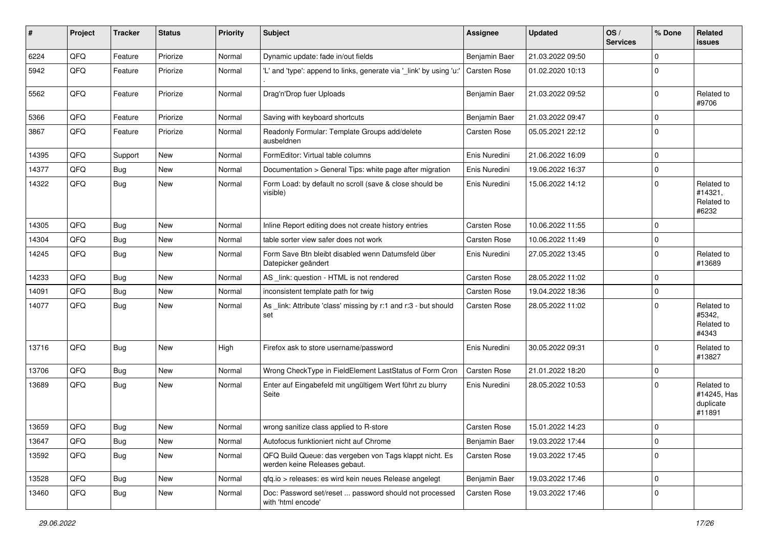| # | Project | Tracker | Status | Priority | Subject | Assignee | Updated | OS / Services | % Done | Related issues |
|---|---|---|---|---|---|---|---|---|---|---|
| 6224 | QFQ | Feature | Priorize | Normal | Dynamic update: fade in/out fields | Benjamin Baer | 21.03.2022 09:50 | | 0 | |
| 5942 | QFQ | Feature | Priorize | Normal | 'L' and 'type': append to links, generate via '_link' by using 'u:' . | Carsten Rose | 01.02.2020 10:13 | | 0 | |
| 5562 | QFQ | Feature | Priorize | Normal | Drag'n'Drop fuer Uploads | Benjamin Baer | 21.03.2022 09:52 | | 0 | Related to #9706 |
| 5366 | QFQ | Feature | Priorize | Normal | Saving with keyboard shortcuts | Benjamin Baer | 21.03.2022 09:47 | | 0 | |
| 3867 | QFQ | Feature | Priorize | Normal | Readonly Formular: Template Groups add/delete ausbeldnen | Carsten Rose | 05.05.2021 22:12 | | 0 | |
| 14395 | QFQ | Support | New | Normal | FormEditor: Virtual table columns | Enis Nuredini | 21.06.2022 16:09 | | 0 | |
| 14377 | QFQ | Bug | New | Normal | Documentation > General Tips: white page after migration | Enis Nuredini | 19.06.2022 16:37 | | 0 | |
| 14322 | QFQ | Bug | New | Normal | Form Load: by default no scroll (save & close should be visible) | Enis Nuredini | 15.06.2022 14:12 | | 0 | Related to #14321, Related to #6232 |
| 14305 | QFQ | Bug | New | Normal | Inline Report editing does not create history entries | Carsten Rose | 10.06.2022 11:55 | | 0 | |
| 14304 | QFQ | Bug | New | Normal | table sorter view safer does not work | Carsten Rose | 10.06.2022 11:49 | | 0 | |
| 14245 | QFQ | Bug | New | Normal | Form Save Btn bleibt disabled wenn Datumsfeld über Datepicker geändert | Enis Nuredini | 27.05.2022 13:45 | | 0 | Related to #13689 |
| 14233 | QFQ | Bug | New | Normal | AS _link: question - HTML is not rendered | Carsten Rose | 28.05.2022 11:02 | | 0 | |
| 14091 | QFQ | Bug | New | Normal | inconsistent template path for twig | Carsten Rose | 19.04.2022 18:36 | | 0 | |
| 14077 | QFQ | Bug | New | Normal | As _link: Attribute 'class' missing by r:1 and r:3 - but should set | Carsten Rose | 28.05.2022 11:02 | | 0 | Related to #5342, Related to #4343 |
| 13716 | QFQ | Bug | New | High | Firefox ask to store username/password | Enis Nuredini | 30.05.2022 09:31 | | 0 | Related to #13827 |
| 13706 | QFQ | Bug | New | Normal | Wrong CheckType in FieldElement LastStatus of Form Cron | Carsten Rose | 21.01.2022 18:20 | | 0 | |
| 13689 | QFQ | Bug | New | Normal | Enter auf Eingabefeld mit ungültigem Wert führt zu blurry Seite | Enis Nuredini | 28.05.2022 10:53 | | 0 | Related to #14245, Has duplicate #11891 |
| 13659 | QFQ | Bug | New | Normal | wrong sanitize class applied to R-store | Carsten Rose | 15.01.2022 14:23 | | 0 | |
| 13647 | QFQ | Bug | New | Normal | Autofocus funktioniert nicht auf Chrome | Benjamin Baer | 19.03.2022 17:44 | | 0 | |
| 13592 | QFQ | Bug | New | Normal | QFQ Build Queue: das vergeben von Tags klappt nicht. Es werden keine Releases gebaut. | Carsten Rose | 19.03.2022 17:45 | | 0 | |
| 13528 | QFQ | Bug | New | Normal | qfq.io > releases: es wird kein neues Release angelegt | Benjamin Baer | 19.03.2022 17:46 | | 0 | |
| 13460 | QFQ | Bug | New | Normal | Doc: Password set/reset ... password should not processed with 'html encode' | Carsten Rose | 19.03.2022 17:46 | | 0 | |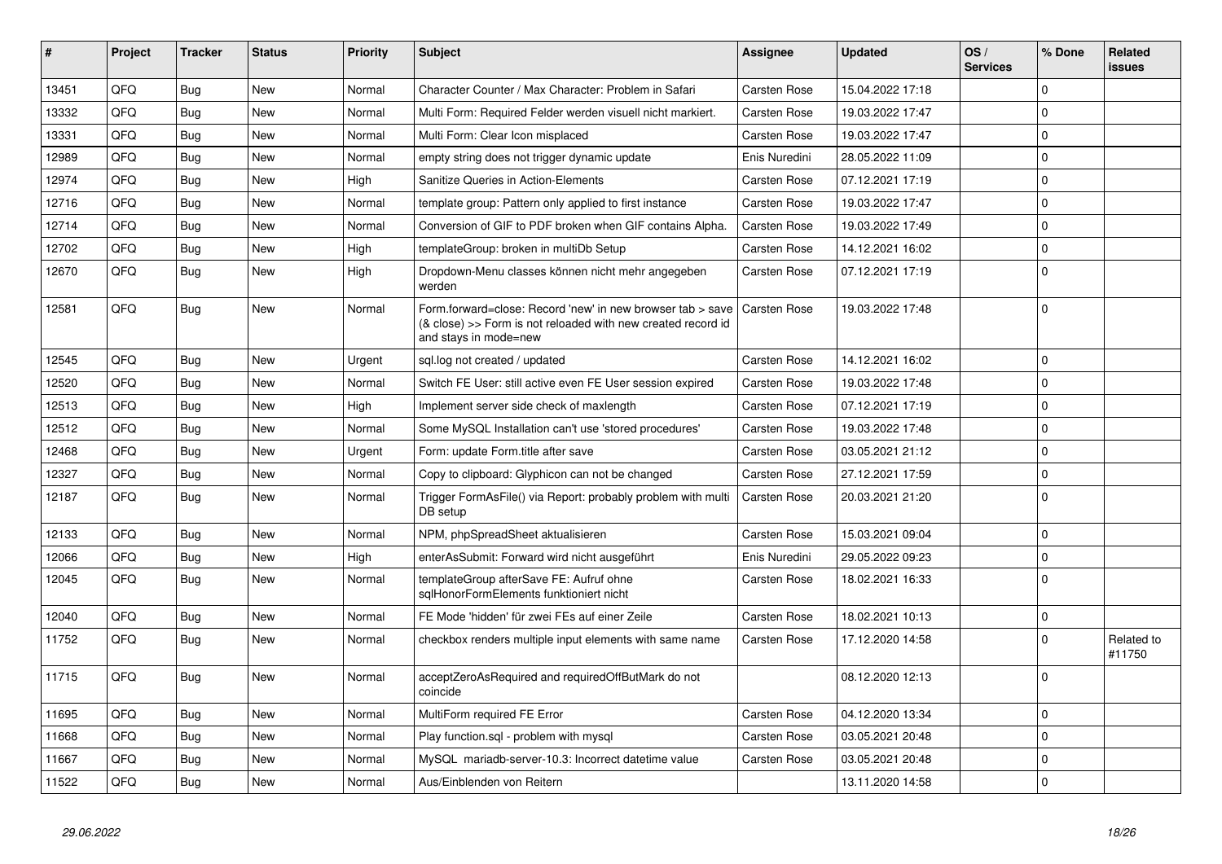| # | Project | Tracker | Status | Priority | Subject | Assignee | Updated | OS / Services | % Done | Related issues |
|---|---|---|---|---|---|---|---|---|---|---|
| 13451 | QFQ | Bug | New | Normal | Character Counter / Max Character: Problem in Safari | Carsten Rose | 15.04.2022 17:18 | | 0 | |
| 13332 | QFQ | Bug | New | Normal | Multi Form: Required Felder werden visuell nicht markiert. | Carsten Rose | 19.03.2022 17:47 | | 0 | |
| 13331 | QFQ | Bug | New | Normal | Multi Form: Clear Icon misplaced | Carsten Rose | 19.03.2022 17:47 | | 0 | |
| 12989 | QFQ | Bug | New | Normal | empty string does not trigger dynamic update | Enis Nuredini | 28.05.2022 11:09 | | 0 | |
| 12974 | QFQ | Bug | New | High | Sanitize Queries in Action-Elements | Carsten Rose | 07.12.2021 17:19 | | 0 | |
| 12716 | QFQ | Bug | New | Normal | template group: Pattern only applied to first instance | Carsten Rose | 19.03.2022 17:47 | | 0 | |
| 12714 | QFQ | Bug | New | Normal | Conversion of GIF to PDF broken when GIF contains Alpha. | Carsten Rose | 19.03.2022 17:49 | | 0 | |
| 12702 | QFQ | Bug | New | High | templateGroup: broken in multiDb Setup | Carsten Rose | 14.12.2021 16:02 | | 0 | |
| 12670 | QFQ | Bug | New | High | Dropdown-Menu classes können nicht mehr angegeben werden | Carsten Rose | 07.12.2021 17:19 | | 0 | |
| 12581 | QFQ | Bug | New | Normal | Form.forward=close: Record 'new' in new browser tab > save (& close) >> Form is not reloaded with new created record id and stays in mode=new | Carsten Rose | 19.03.2022 17:48 | | 0 | |
| 12545 | QFQ | Bug | New | Urgent | sql.log not created / updated | Carsten Rose | 14.12.2021 16:02 | | 0 | |
| 12520 | QFQ | Bug | New | Normal | Switch FE User: still active even FE User session expired | Carsten Rose | 19.03.2022 17:48 | | 0 | |
| 12513 | QFQ | Bug | New | High | Implement server side check of maxlength | Carsten Rose | 07.12.2021 17:19 | | 0 | |
| 12512 | QFQ | Bug | New | Normal | Some MySQL Installation can't use 'stored procedures' | Carsten Rose | 19.03.2022 17:48 | | 0 | |
| 12468 | QFQ | Bug | New | Urgent | Form: update Form.title after save | Carsten Rose | 03.05.2021 21:12 | | 0 | |
| 12327 | QFQ | Bug | New | Normal | Copy to clipboard: Glyphicon can not be changed | Carsten Rose | 27.12.2021 17:59 | | 0 | |
| 12187 | QFQ | Bug | New | Normal | Trigger FormAsFile() via Report: probably problem with multi DB setup | Carsten Rose | 20.03.2021 21:20 | | 0 | |
| 12133 | QFQ | Bug | New | Normal | NPM, phpSpreadSheet aktualisieren | Carsten Rose | 15.03.2021 09:04 | | 0 | |
| 12066 | QFQ | Bug | New | High | enterAsSubmit: Forward wird nicht ausgeführt | Enis Nuredini | 29.05.2022 09:23 | | 0 | |
| 12045 | QFQ | Bug | New | Normal | templateGroup afterSave FE: Aufruf ohne sqlHonorFormElements funktioniert nicht | Carsten Rose | 18.02.2021 16:33 | | 0 | |
| 12040 | QFQ | Bug | New | Normal | FE Mode 'hidden' für zwei FEs auf einer Zeile | Carsten Rose | 18.02.2021 10:13 | | 0 | |
| 11752 | QFQ | Bug | New | Normal | checkbox renders multiple input elements with same name | Carsten Rose | 17.12.2020 14:58 | | 0 | Related to #11750 |
| 11715 | QFQ | Bug | New | Normal | acceptZeroAsRequired and requiredOffButMark do not coincide | | 08.12.2020 12:13 | | 0 | |
| 11695 | QFQ | Bug | New | Normal | MultiForm required FE Error | Carsten Rose | 04.12.2020 13:34 | | 0 | |
| 11668 | QFQ | Bug | New | Normal | Play function.sql - problem with mysql | Carsten Rose | 03.05.2021 20:48 | | 0 | |
| 11667 | QFQ | Bug | New | Normal | MySQL mariadb-server-10.3: Incorrect datetime value | Carsten Rose | 03.05.2021 20:48 | | 0 | |
| 11522 | QFQ | Bug | New | Normal | Aus/Einblenden von Reitern | | 13.11.2020 14:58 | | 0 | |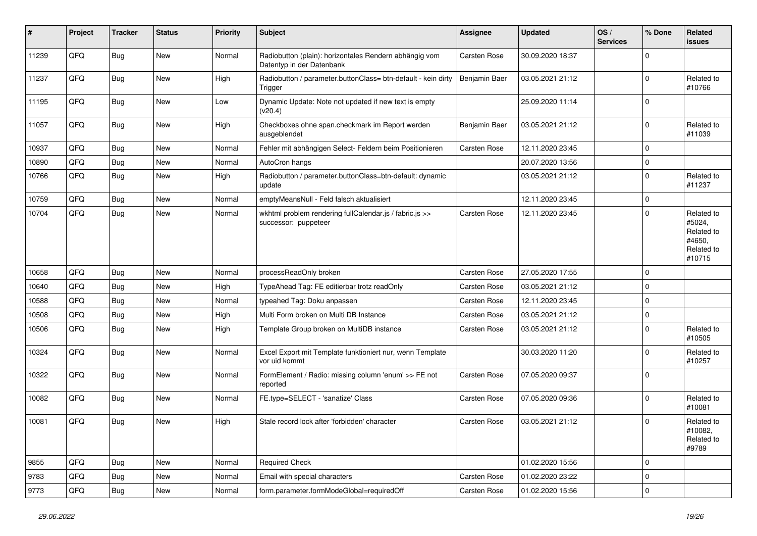| # | Project | Tracker | Status | Priority | Subject | Assignee | Updated | OS / Services | % Done | Related issues |
|---|---|---|---|---|---|---|---|---|---|---|
| 11239 | QFQ | Bug | New | Normal | Radiobutton (plain): horizontales Rendern abhängig vom Datentyp in der Datenbank | Carsten Rose | 30.09.2020 18:37 | | 0 | |
| 11237 | QFQ | Bug | New | High | Radiobutton / parameter.buttonClass= btn-default - kein dirty Trigger | Benjamin Baer | 03.05.2021 21:12 | | 0 | Related to #10766 |
| 11195 | QFQ | Bug | New | Low | Dynamic Update: Note not updated if new text is empty (v20.4) | | 25.09.2020 11:14 | | 0 | |
| 11057 | QFQ | Bug | New | High | Checkboxes ohne span.checkmark im Report werden ausgeblendet | Benjamin Baer | 03.05.2021 21:12 | | 0 | Related to #11039 |
| 10937 | QFQ | Bug | New | Normal | Fehler mit abhängigen Select- Feldern beim Positionieren | Carsten Rose | 12.11.2020 23:45 | | 0 | |
| 10890 | QFQ | Bug | New | Normal | AutoCron hangs | | 20.07.2020 13:56 | | 0 | |
| 10766 | QFQ | Bug | New | High | Radiobutton / parameter.buttonClass=btn-default: dynamic update | | 03.05.2021 21:12 | | 0 | Related to #11237 |
| 10759 | QFQ | Bug | New | Normal | emptyMeansNull - Feld falsch aktualisiert | | 12.11.2020 23:45 | | 0 | |
| 10704 | QFQ | Bug | New | Normal | wkhtml problem rendering fullCalendar.js / fabric.js >> successor: puppeteer | Carsten Rose | 12.11.2020 23:45 | | 0 | Related to #5024, Related to #4650, Related to #10715 |
| 10658 | QFQ | Bug | New | Normal | processReadOnly broken | Carsten Rose | 27.05.2020 17:55 | | 0 | |
| 10640 | QFQ | Bug | New | High | TypeAhead Tag: FE editierbar trotz readOnly | Carsten Rose | 03.05.2021 21:12 | | 0 | |
| 10588 | QFQ | Bug | New | Normal | typeahed Tag: Doku anpassen | Carsten Rose | 12.11.2020 23:45 | | 0 | |
| 10508 | QFQ | Bug | New | High | Multi Form broken on Multi DB Instance | Carsten Rose | 03.05.2021 21:12 | | 0 | |
| 10506 | QFQ | Bug | New | High | Template Group broken on MultiDB instance | Carsten Rose | 03.05.2021 21:12 | | 0 | Related to #10505 |
| 10324 | QFQ | Bug | New | Normal | Excel Export mit Template funktioniert nur, wenn Template vor uid kommt | | 30.03.2020 11:20 | | 0 | Related to #10257 |
| 10322 | QFQ | Bug | New | Normal | FormElement / Radio: missing column 'enum' >> FE not reported | Carsten Rose | 07.05.2020 09:37 | | 0 | |
| 10082 | QFQ | Bug | New | Normal | FE.type=SELECT - 'sanatize' Class | Carsten Rose | 07.05.2020 09:36 | | 0 | Related to #10081 |
| 10081 | QFQ | Bug | New | High | Stale record lock after 'forbidden' character | Carsten Rose | 03.05.2021 21:12 | | 0 | Related to #10082, Related to #9789 |
| 9855 | QFQ | Bug | New | Normal | Required Check | | 01.02.2020 15:56 | | 0 | |
| 9783 | QFQ | Bug | New | Normal | Email with special characters | Carsten Rose | 01.02.2020 23:22 | | 0 | |
| 9773 | QFQ | Bug | New | Normal | form.parameter.formModeGlobal=requiredOff | Carsten Rose | 01.02.2020 15:56 | | 0 | |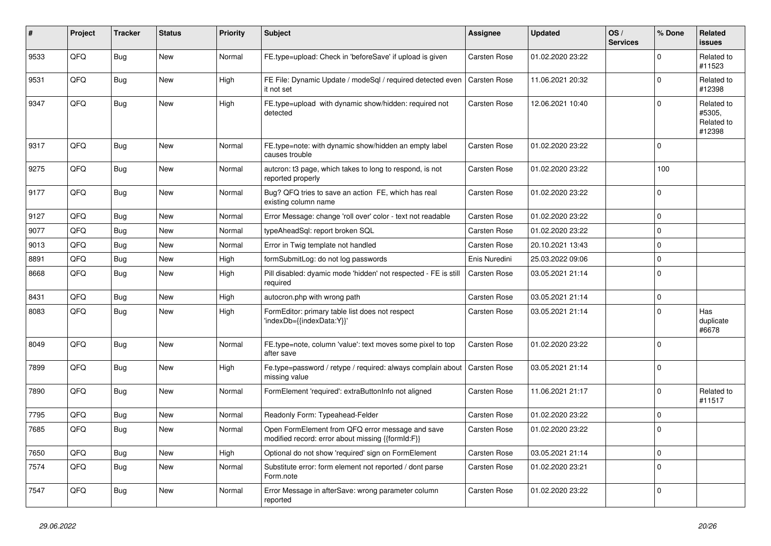| # | Project | Tracker | Status | Priority | Subject | Assignee | Updated | OS / Services | % Done | Related issues |
|---|---|---|---|---|---|---|---|---|---|---|
| 9533 | QFQ | Bug | New | Normal | FE.type=upload: Check in 'beforeSave' if upload is given | Carsten Rose | 01.02.2020 23:22 | | 0 | Related to #11523 |
| 9531 | QFQ | Bug | New | High | FE File: Dynamic Update / modeSql / required detected even it not set | Carsten Rose | 11.06.2021 20:32 | | 0 | Related to #12398 |
| 9347 | QFQ | Bug | New | High | FE.type=upload with dynamic show/hidden: required not detected | Carsten Rose | 12.06.2021 10:40 | | 0 | Related to #5305, Related to #12398 |
| 9317 | QFQ | Bug | New | Normal | FE.type=note: with dynamic show/hidden an empty label causes trouble | Carsten Rose | 01.02.2020 23:22 | | 0 | |
| 9275 | QFQ | Bug | New | Normal | autcron: t3 page, which takes to long to respond, is not reported properly | Carsten Rose | 01.02.2020 23:22 | | 100 | |
| 9177 | QFQ | Bug | New | Normal | Bug? QFQ tries to save an action FE, which has real existing column name | Carsten Rose | 01.02.2020 23:22 | | 0 | |
| 9127 | QFQ | Bug | New | Normal | Error Message: change 'roll over' color - text not readable | Carsten Rose | 01.02.2020 23:22 | | 0 | |
| 9077 | QFQ | Bug | New | Normal | typeAheadSql: report broken SQL | Carsten Rose | 01.02.2020 23:22 | | 0 | |
| 9013 | QFQ | Bug | New | Normal | Error in Twig template not handled | Carsten Rose | 20.10.2021 13:43 | | 0 | |
| 8891 | QFQ | Bug | New | High | formSubmitLog: do not log passwords | Enis Nuredini | 25.03.2022 09:06 | | 0 | |
| 8668 | QFQ | Bug | New | High | Pill disabled: dyamic mode 'hidden' not respected - FE is still required | Carsten Rose | 03.05.2021 21:14 | | 0 | |
| 8431 | QFQ | Bug | New | High | autocron.php with wrong path | Carsten Rose | 03.05.2021 21:14 | | 0 | |
| 8083 | QFQ | Bug | New | High | FormEditor: primary table list does not respect 'indexDb={{indexData:Y}}' | Carsten Rose | 03.05.2021 21:14 | | 0 | Has duplicate #6678 |
| 8049 | QFQ | Bug | New | Normal | FE.type=note, column 'value': text moves some pixel to top after save | Carsten Rose | 01.02.2020 23:22 | | 0 | |
| 7899 | QFQ | Bug | New | High | Fe.type=password / retype / required: always complain about missing value | Carsten Rose | 03.05.2021 21:14 | | 0 | |
| 7890 | QFQ | Bug | New | Normal | FormElement 'required': extraButtonInfo not aligned | Carsten Rose | 11.06.2021 21:17 | | 0 | Related to #11517 |
| 7795 | QFQ | Bug | New | Normal | Readonly Form: Typeahead-Felder | Carsten Rose | 01.02.2020 23:22 | | 0 | |
| 7685 | QFQ | Bug | New | Normal | Open FormElement from QFQ error message and save modified record: error about missing {{formId:F}} | Carsten Rose | 01.02.2020 23:22 | | 0 | |
| 7650 | QFQ | Bug | New | High | Optional do not show 'required' sign on FormElement | Carsten Rose | 03.05.2021 21:14 | | 0 | |
| 7574 | QFQ | Bug | New | Normal | Substitute error: form element not reported / dont parse Form.note | Carsten Rose | 01.02.2020 23:21 | | 0 | |
| 7547 | QFQ | Bug | New | Normal | Error Message in afterSave: wrong parameter column reported | Carsten Rose | 01.02.2020 23:22 | | 0 | |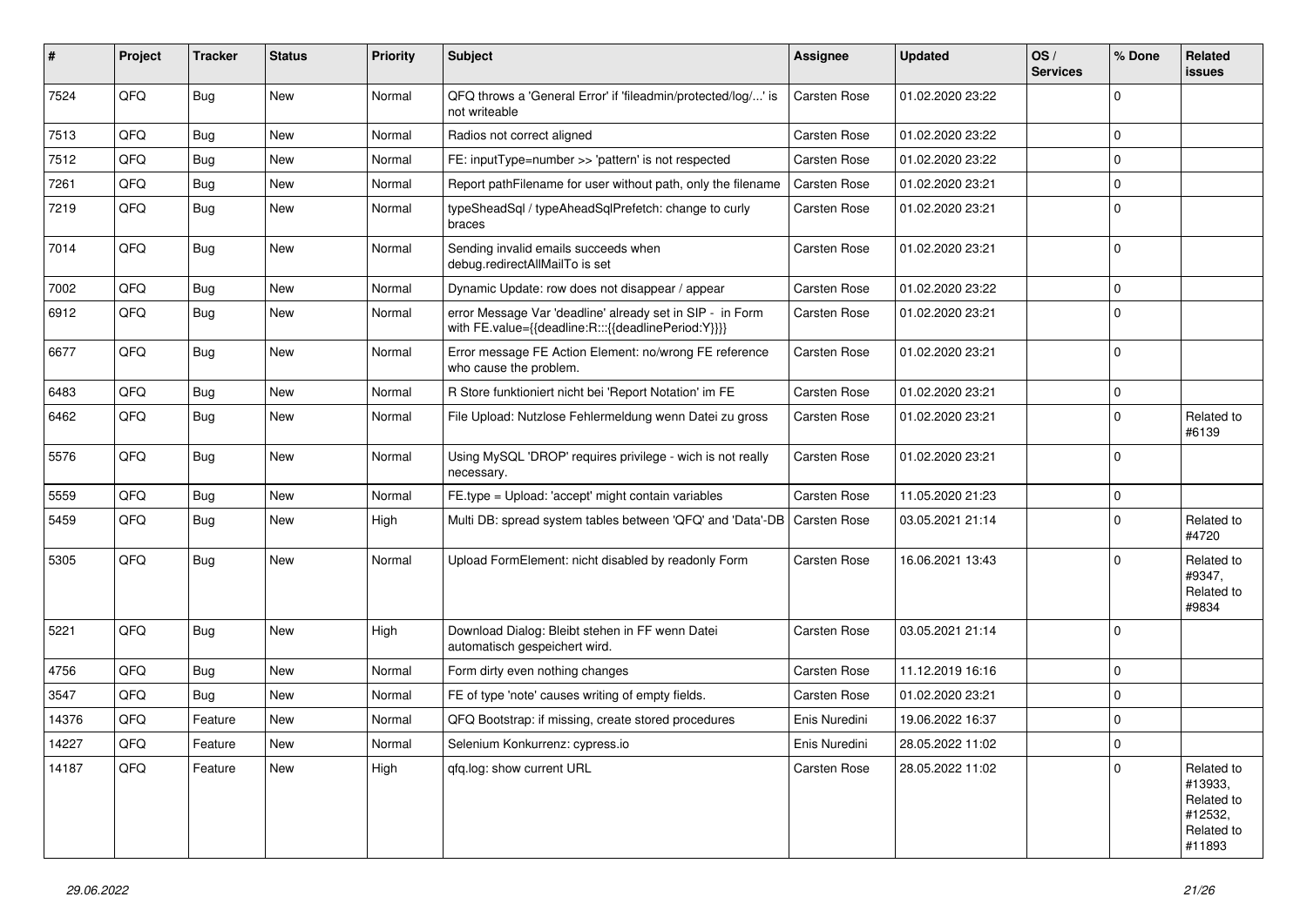| # | Project | Tracker | Status | Priority | Subject | Assignee | Updated | OS / Services | % Done | Related issues |
|---|---|---|---|---|---|---|---|---|---|---|
| 7524 | QFQ | Bug | New | Normal | QFQ throws a 'General Error' if 'fileadmin/protected/log/...' is not writeable | Carsten Rose | 01.02.2020 23:22 | | 0 | |
| 7513 | QFQ | Bug | New | Normal | Radios not correct aligned | Carsten Rose | 01.02.2020 23:22 | | 0 | |
| 7512 | QFQ | Bug | New | Normal | FE: inputType=number >> 'pattern' is not respected | Carsten Rose | 01.02.2020 23:22 | | 0 | |
| 7261 | QFQ | Bug | New | Normal | Report pathFilename for user without path, only the filename | Carsten Rose | 01.02.2020 23:21 | | 0 | |
| 7219 | QFQ | Bug | New | Normal | typeSheadSql / typeAheadSqlPrefetch: change to curly braces | Carsten Rose | 01.02.2020 23:21 | | 0 | |
| 7014 | QFQ | Bug | New | Normal | Sending invalid emails succeeds when debug.redirectAllMailTo is set | Carsten Rose | 01.02.2020 23:21 | | 0 | |
| 7002 | QFQ | Bug | New | Normal | Dynamic Update: row does not disappear / appear | Carsten Rose | 01.02.2020 23:22 | | 0 | |
| 6912 | QFQ | Bug | New | Normal | error Message Var 'deadline' already set in SIP - in Form with FE.value={{deadline:R:::{{deadlinePeriod:Y}}}} | Carsten Rose | 01.02.2020 23:21 | | 0 | |
| 6677 | QFQ | Bug | New | Normal | Error message FE Action Element: no/wrong FE reference who cause the problem. | Carsten Rose | 01.02.2020 23:21 | | 0 | |
| 6483 | QFQ | Bug | New | Normal | R Store funktioniert nicht bei 'Report Notation' im FE | Carsten Rose | 01.02.2020 23:21 | | 0 | |
| 6462 | QFQ | Bug | New | Normal | File Upload: Nutzlose Fehlermeldung wenn Datei zu gross | Carsten Rose | 01.02.2020 23:21 | | 0 | Related to #6139 |
| 5576 | QFQ | Bug | New | Normal | Using MySQL 'DROP' requires privilege - wich is not really necessary. | Carsten Rose | 01.02.2020 23:21 | | 0 | |
| 5559 | QFQ | Bug | New | Normal | FE.type = Upload: 'accept' might contain variables | Carsten Rose | 11.05.2020 21:23 | | 0 | |
| 5459 | QFQ | Bug | New | High | Multi DB: spread system tables between 'QFQ' and 'Data'-DB | Carsten Rose | 03.05.2021 21:14 | | 0 | Related to #4720 |
| 5305 | QFQ | Bug | New | Normal | Upload FormElement: nicht disabled by readonly Form | Carsten Rose | 16.06.2021 13:43 | | 0 | Related to #9347, Related to #9834 |
| 5221 | QFQ | Bug | New | High | Download Dialog: Bleibt stehen in FF wenn Datei automatisch gespeichert wird. | Carsten Rose | 03.05.2021 21:14 | | 0 | |
| 4756 | QFQ | Bug | New | Normal | Form dirty even nothing changes | Carsten Rose | 11.12.2019 16:16 | | 0 | |
| 3547 | QFQ | Bug | New | Normal | FE of type 'note' causes writing of empty fields. | Carsten Rose | 01.02.2020 23:21 | | 0 | |
| 14376 | QFQ | Feature | New | Normal | QFQ Bootstrap: if missing, create stored procedures | Enis Nuredini | 19.06.2022 16:37 | | 0 | |
| 14227 | QFQ | Feature | New | Normal | Selenium Konkurrenz: cypress.io | Enis Nuredini | 28.05.2022 11:02 | | 0 | |
| 14187 | QFQ | Feature | New | High | qfq.log: show current URL | Carsten Rose | 28.05.2022 11:02 | | 0 | Related to #13933, Related to #12532, Related to #11893 |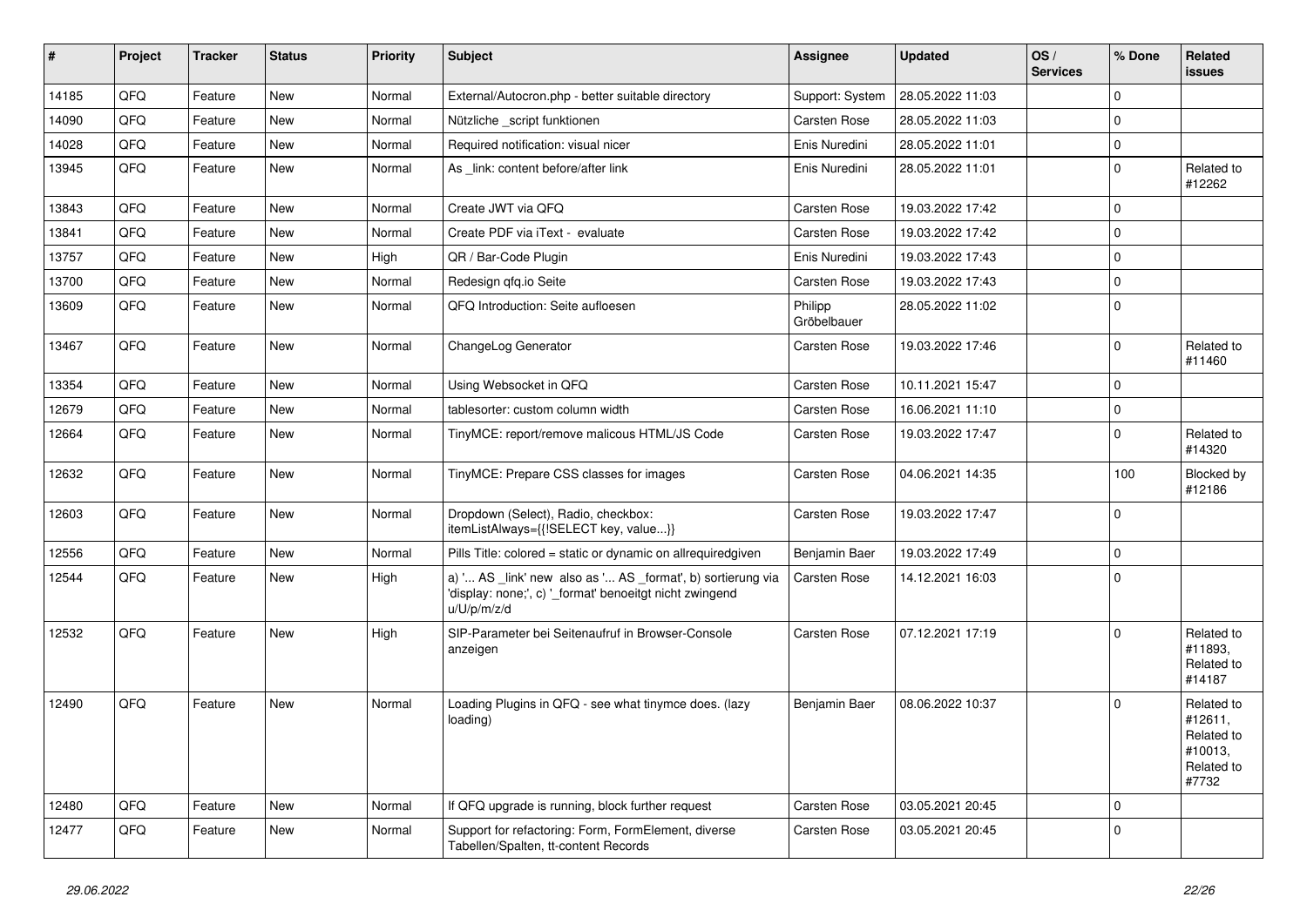| # | Project | Tracker | Status | Priority | Subject | Assignee | Updated | OS / Services | % Done | Related issues |
|---|---|---|---|---|---|---|---|---|---|---|
| 14185 | QFQ | Feature | New | Normal | External/Autocron.php - better suitable directory | Support: System | 28.05.2022 11:03 | | 0 | |
| 14090 | QFQ | Feature | New | Normal | Nützliche _script funktionen | Carsten Rose | 28.05.2022 11:03 | | 0 | |
| 14028 | QFQ | Feature | New | Normal | Required notification: visual nicer | Enis Nuredini | 28.05.2022 11:01 | | 0 | |
| 13945 | QFQ | Feature | New | Normal | As _link: content before/after link | Enis Nuredini | 28.05.2022 11:01 | | 0 | Related to #12262 |
| 13843 | QFQ | Feature | New | Normal | Create JWT via QFQ | Carsten Rose | 19.03.2022 17:42 | | 0 | |
| 13841 | QFQ | Feature | New | Normal | Create PDF via iText - evaluate | Carsten Rose | 19.03.2022 17:42 | | 0 | |
| 13757 | QFQ | Feature | New | High | QR / Bar-Code Plugin | Enis Nuredini | 19.03.2022 17:43 | | 0 | |
| 13700 | QFQ | Feature | New | Normal | Redesign qfq.io Seite | Carsten Rose | 19.03.2022 17:43 | | 0 | |
| 13609 | QFQ | Feature | New | Normal | QFQ Introduction: Seite aufloesen | Philipp Gröbelbauer | 28.05.2022 11:02 | | 0 | |
| 13467 | QFQ | Feature | New | Normal | ChangeLog Generator | Carsten Rose | 19.03.2022 17:46 | | 0 | Related to #11460 |
| 13354 | QFQ | Feature | New | Normal | Using Websocket in QFQ | Carsten Rose | 10.11.2021 15:47 | | 0 | |
| 12679 | QFQ | Feature | New | Normal | tablesorter: custom column width | Carsten Rose | 16.06.2021 11:10 | | 0 | |
| 12664 | QFQ | Feature | New | Normal | TinyMCE: report/remove malicous HTML/JS Code | Carsten Rose | 19.03.2022 17:47 | | 0 | Related to #14320 |
| 12632 | QFQ | Feature | New | Normal | TinyMCE: Prepare CSS classes for images | Carsten Rose | 04.06.2021 14:35 | | 100 | Blocked by #12186 |
| 12603 | QFQ | Feature | New | Normal | Dropdown (Select), Radio, checkbox: itemListAlways={{!SELECT key, value...}} | Carsten Rose | 19.03.2022 17:47 | | 0 | |
| 12556 | QFQ | Feature | New | Normal | Pills Title: colored = static or dynamic on allrequiredgiven | Benjamin Baer | 19.03.2022 17:49 | | 0 | |
| 12544 | QFQ | Feature | New | High | a) '... AS _link' new also as '... AS _format', b) sortierung via 'display: none;', c) '_format' benoeitgt nicht zwingend u/U/p/m/z/d | Carsten Rose | 14.12.2021 16:03 | | 0 | |
| 12532 | QFQ | Feature | New | High | SIP-Parameter bei Seitenaufruf in Browser-Console anzeigen | Carsten Rose | 07.12.2021 17:19 | | 0 | Related to #11893, Related to #14187 |
| 12490 | QFQ | Feature | New | Normal | Loading Plugins in QFQ - see what tinymce does. (lazy loading) | Benjamin Baer | 08.06.2022 10:37 | | 0 | Related to #12611, Related to #10013, Related to #7732 |
| 12480 | QFQ | Feature | New | Normal | If QFQ upgrade is running, block further request | Carsten Rose | 03.05.2021 20:45 | | 0 | |
| 12477 | QFQ | Feature | New | Normal | Support for refactoring: Form, FormElement, diverse Tabellen/Spalten, tt-content Records | Carsten Rose | 03.05.2021 20:45 | | 0 | |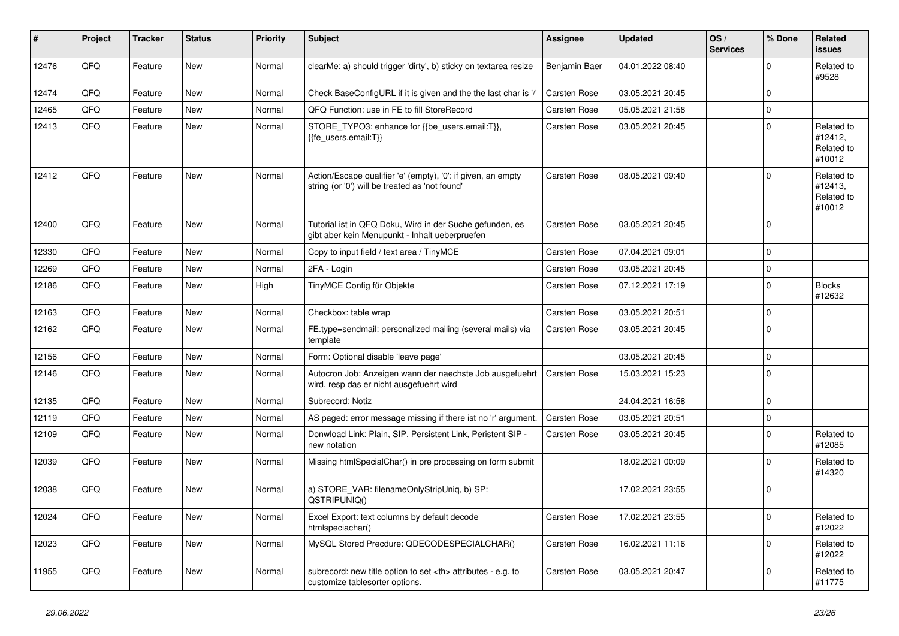| # | Project | Tracker | Status | Priority | Subject | Assignee | Updated | OS / Services | % Done | Related issues |
|---|---|---|---|---|---|---|---|---|---|---|
| 12476 | QFQ | Feature | New | Normal | clearMe: a) should trigger 'dirty', b) sticky on textarea resize | Benjamin Baer | 04.01.2022 08:40 | | 0 | Related to #9528 |
| 12474 | QFQ | Feature | New | Normal | Check BaseConfigURL if it is given and the the last char is '/' | Carsten Rose | 03.05.2021 20:45 | | 0 | |
| 12465 | QFQ | Feature | New | Normal | QFQ Function: use in FE to fill StoreRecord | Carsten Rose | 05.05.2021 21:58 | | 0 | |
| 12413 | QFQ | Feature | New | Normal | STORE_TYPO3: enhance for {{be_users.email:T}}, {{fe_users.email:T}} | Carsten Rose | 03.05.2021 20:45 | | 0 | Related to #12412, Related to #10012 |
| 12412 | QFQ | Feature | New | Normal | Action/Escape qualifier 'e' (empty), '0': if given, an empty string (or '0') will be treated as 'not found' | Carsten Rose | 08.05.2021 09:40 | | 0 | Related to #12413, Related to #10012 |
| 12400 | QFQ | Feature | New | Normal | Tutorial ist in QFQ Doku, Wird in der Suche gefunden, es gibt aber kein Menupunkt - Inhalt ueberpruefen | Carsten Rose | 03.05.2021 20:45 | | 0 | |
| 12330 | QFQ | Feature | New | Normal | Copy to input field / text area / TinyMCE | Carsten Rose | 07.04.2021 09:01 | | 0 | |
| 12269 | QFQ | Feature | New | Normal | 2FA - Login | Carsten Rose | 03.05.2021 20:45 | | 0 | |
| 12186 | QFQ | Feature | New | High | TinyMCE Config für Objekte | Carsten Rose | 07.12.2021 17:19 | | 0 | Blocks #12632 |
| 12163 | QFQ | Feature | New | Normal | Checkbox: table wrap | Carsten Rose | 03.05.2021 20:51 | | 0 | |
| 12162 | QFQ | Feature | New | Normal | FE.type=sendmail: personalized mailing (several mails) via template | Carsten Rose | 03.05.2021 20:45 | | 0 | |
| 12156 | QFQ | Feature | New | Normal | Form: Optional disable 'leave page' | | 03.05.2021 20:45 | | 0 | |
| 12146 | QFQ | Feature | New | Normal | Autocron Job: Anzeigen wann der naechste Job ausgefuehrt wird, resp das er nicht ausgefuehrt wird | Carsten Rose | 15.03.2021 15:23 | | 0 | |
| 12135 | QFQ | Feature | New | Normal | Subrecord: Notiz | | 24.04.2021 16:58 | | 0 | |
| 12119 | QFQ | Feature | New | Normal | AS paged: error message missing if there ist no 'r' argument. | Carsten Rose | 03.05.2021 20:51 | | 0 | |
| 12109 | QFQ | Feature | New | Normal | Donwload Link: Plain, SIP, Persistent Link, Peristent SIP - new notation | Carsten Rose | 03.05.2021 20:45 | | 0 | Related to #12085 |
| 12039 | QFQ | Feature | New | Normal | Missing htmlSpecialChar() in pre processing on form submit | | 18.02.2021 00:09 | | 0 | Related to #14320 |
| 12038 | QFQ | Feature | New | Normal | a) STORE_VAR: filenameOnlyStripUniq, b) SP: QSTRIPUNIQ() | | 17.02.2021 23:55 | | 0 | |
| 12024 | QFQ | Feature | New | Normal | Excel Export: text columns by default decode htmlspeciachar() | Carsten Rose | 17.02.2021 23:55 | | 0 | Related to #12022 |
| 12023 | QFQ | Feature | New | Normal | MySQL Stored Precdure: QDECODESPECIALCHAR() | Carsten Rose | 16.02.2021 11:16 | | 0 | Related to #12022 |
| 11955 | QFQ | Feature | New | Normal | subrecord: new title option to set <th> attributes - e.g. to customize tablesorter options. | Carsten Rose | 03.05.2021 20:47 | | 0 | Related to #11775 |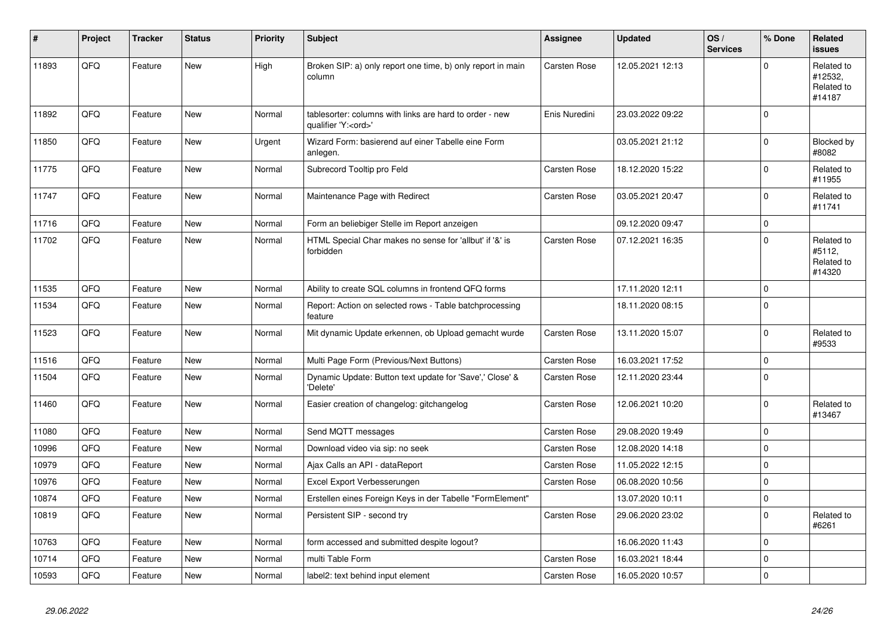| # | Project | Tracker | Status | Priority | Subject | Assignee | Updated | OS / Services | % Done | Related issues |
|---|---|---|---|---|---|---|---|---|---|---|
| 11893 | QFQ | Feature | New | High | Broken SIP: a) only report one time, b) only report in main column | Carsten Rose | 12.05.2021 12:13 | | 0 | Related to #12532, Related to #14187 |
| 11892 | QFQ | Feature | New | Normal | tablesorter: columns with links are hard to order - new qualifier 'Y:<ord>' | Enis Nuredini | 23.03.2022 09:22 | | 0 | |
| 11850 | QFQ | Feature | New | Urgent | Wizard Form: basierend auf einer Tabelle eine Form anlegen. | | 03.05.2021 21:12 | | 0 | Blocked by #8082 |
| 11775 | QFQ | Feature | New | Normal | Subrecord Tooltip pro Feld | Carsten Rose | 18.12.2020 15:22 | | 0 | Related to #11955 |
| 11747 | QFQ | Feature | New | Normal | Maintenance Page with Redirect | Carsten Rose | 03.05.2021 20:47 | | 0 | Related to #11741 |
| 11716 | QFQ | Feature | New | Normal | Form an beliebiger Stelle im Report anzeigen | | 09.12.2020 09:47 | | 0 | |
| 11702 | QFQ | Feature | New | Normal | HTML Special Char makes no sense for 'allbut' if '&' is forbidden | Carsten Rose | 07.12.2021 16:35 | | 0 | Related to #5112, Related to #14320 |
| 11535 | QFQ | Feature | New | Normal | Ability to create SQL columns in frontend QFQ forms | | 17.11.2020 12:11 | | 0 | |
| 11534 | QFQ | Feature | New | Normal | Report: Action on selected rows - Table batchprocessing feature | | 18.11.2020 08:15 | | 0 | |
| 11523 | QFQ | Feature | New | Normal | Mit dynamic Update erkennen, ob Upload gemacht wurde | Carsten Rose | 13.11.2020 15:07 | | 0 | Related to #9533 |
| 11516 | QFQ | Feature | New | Normal | Multi Page Form (Previous/Next Buttons) | Carsten Rose | 16.03.2021 17:52 | | 0 | |
| 11504 | QFQ | Feature | New | Normal | Dynamic Update: Button text update for 'Save',' Close' & 'Delete' | Carsten Rose | 12.11.2020 23:44 | | 0 | |
| 11460 | QFQ | Feature | New | Normal | Easier creation of changelog: gitchangelog | Carsten Rose | 12.06.2021 10:20 | | 0 | Related to #13467 |
| 11080 | QFQ | Feature | New | Normal | Send MQTT messages | Carsten Rose | 29.08.2020 19:49 | | 0 | |
| 10996 | QFQ | Feature | New | Normal | Download video via sip: no seek | Carsten Rose | 12.08.2020 14:18 | | 0 | |
| 10979 | QFQ | Feature | New | Normal | Ajax Calls an API - dataReport | Carsten Rose | 11.05.2022 12:15 | | 0 | |
| 10976 | QFQ | Feature | New | Normal | Excel Export Verbesserungen | Carsten Rose | 06.08.2020 10:56 | | 0 | |
| 10874 | QFQ | Feature | New | Normal | Erstellen eines Foreign Keys in der Tabelle "FormElement" | | 13.07.2020 10:11 | | 0 | |
| 10819 | QFQ | Feature | New | Normal | Persistent SIP - second try | Carsten Rose | 29.06.2020 23:02 | | 0 | Related to #6261 |
| 10763 | QFQ | Feature | New | Normal | form accessed and submitted despite logout? | | 16.06.2020 11:43 | | 0 | |
| 10714 | QFQ | Feature | New | Normal | multi Table Form | Carsten Rose | 16.03.2021 18:44 | | 0 | |
| 10593 | QFQ | Feature | New | Normal | label2: text behind input element | Carsten Rose | 16.05.2020 10:57 | | 0 | |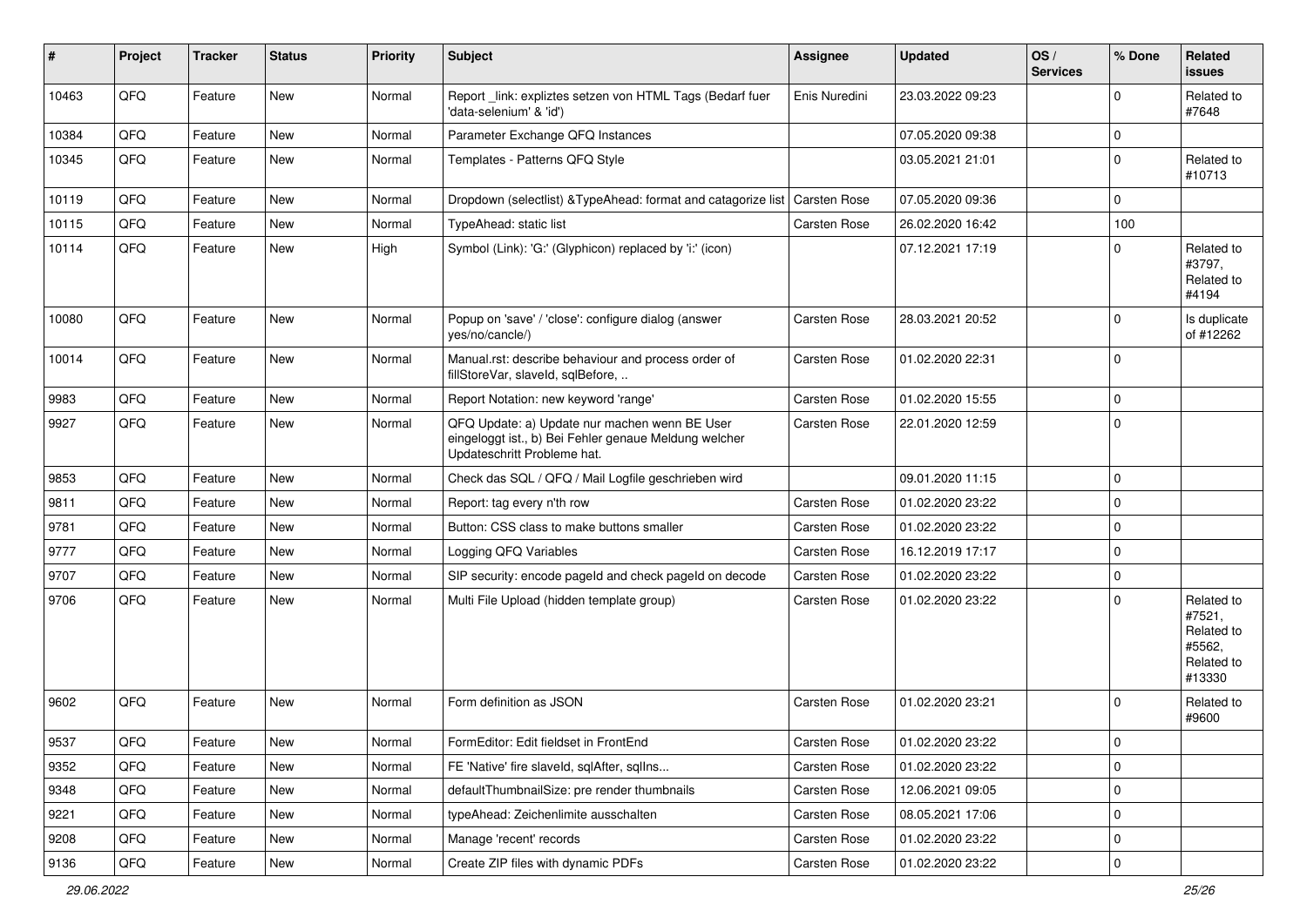| # | Project | Tracker | Status | Priority | Subject | Assignee | Updated | OS / Services | % Done | Related issues |
|---|---|---|---|---|---|---|---|---|---|---|
| 10463 | QFQ | Feature | New | Normal | Report _link: expliztes setzen von HTML Tags (Bedarf fuer 'data-selenium' & 'id') | Enis Nuredini | 23.03.2022 09:23 | | 0 | Related to #7648 |
| 10384 | QFQ | Feature | New | Normal | Parameter Exchange QFQ Instances | | 07.05.2020 09:38 | | 0 | |
| 10345 | QFQ | Feature | New | Normal | Templates - Patterns QFQ Style | | 03.05.2021 21:01 | | 0 | Related to #10713 |
| 10119 | QFQ | Feature | New | Normal | Dropdown (selectlist) &TypeAhead: format and catagorize list | Carsten Rose | 07.05.2020 09:36 | | 0 | |
| 10115 | QFQ | Feature | New | Normal | TypeAhead: static list | Carsten Rose | 26.02.2020 16:42 | | 100 | |
| 10114 | QFQ | Feature | New | High | Symbol (Link): 'G:' (Glyphicon) replaced by 'i:' (icon) | | 07.12.2021 17:19 | | 0 | Related to #3797, Related to #4194 |
| 10080 | QFQ | Feature | New | Normal | Popup on 'save' / 'close': configure dialog (answer yes/no/cancle/) | Carsten Rose | 28.03.2021 20:52 | | 0 | Is duplicate of #12262 |
| 10014 | QFQ | Feature | New | Normal | Manual.rst: describe behaviour and process order of fillStoreVar, slaveId, sqlBefore, .. | Carsten Rose | 01.02.2020 22:31 | | 0 | |
| 9983 | QFQ | Feature | New | Normal | Report Notation: new keyword 'range' | Carsten Rose | 01.02.2020 15:55 | | 0 | |
| 9927 | QFQ | Feature | New | Normal | QFQ Update: a) Update nur machen wenn BE User eingeloggt ist., b) Bei Fehler genaue Meldung welcher Updateschritt Probleme hat. | Carsten Rose | 22.01.2020 12:59 | | 0 | |
| 9853 | QFQ | Feature | New | Normal | Check das SQL / QFQ / Mail Logfile geschrieben wird | | 09.01.2020 11:15 | | 0 | |
| 9811 | QFQ | Feature | New | Normal | Report: tag every n'th row | Carsten Rose | 01.02.2020 23:22 | | 0 | |
| 9781 | QFQ | Feature | New | Normal | Button: CSS class to make buttons smaller | Carsten Rose | 01.02.2020 23:22 | | 0 | |
| 9777 | QFQ | Feature | New | Normal | Logging QFQ Variables | Carsten Rose | 16.12.2019 17:17 | | 0 | |
| 9707 | QFQ | Feature | New | Normal | SIP security: encode pageId and check pageId on decode | Carsten Rose | 01.02.2020 23:22 | | 0 | |
| 9706 | QFQ | Feature | New | Normal | Multi File Upload (hidden template group) | Carsten Rose | 01.02.2020 23:22 | | 0 | Related to #7521, Related to #5562, Related to #13330 |
| 9602 | QFQ | Feature | New | Normal | Form definition as JSON | Carsten Rose | 01.02.2020 23:21 | | 0 | Related to #9600 |
| 9537 | QFQ | Feature | New | Normal | FormEditor: Edit fieldset in FrontEnd | Carsten Rose | 01.02.2020 23:22 | | 0 | |
| 9352 | QFQ | Feature | New | Normal | FE 'Native' fire slaveId, sqlAfter, sqlIns... | Carsten Rose | 01.02.2020 23:22 | | 0 | |
| 9348 | QFQ | Feature | New | Normal | defaultThumbnailSize: pre render thumbnails | Carsten Rose | 12.06.2021 09:05 | | 0 | |
| 9221 | QFQ | Feature | New | Normal | typeAhead: Zeichenlimite ausschalten | Carsten Rose | 08.05.2021 17:06 | | 0 | |
| 9208 | QFQ | Feature | New | Normal | Manage 'recent' records | Carsten Rose | 01.02.2020 23:22 | | 0 | |
| 9136 | QFQ | Feature | New | Normal | Create ZIP files with dynamic PDFs | Carsten Rose | 01.02.2020 23:22 | | 0 | |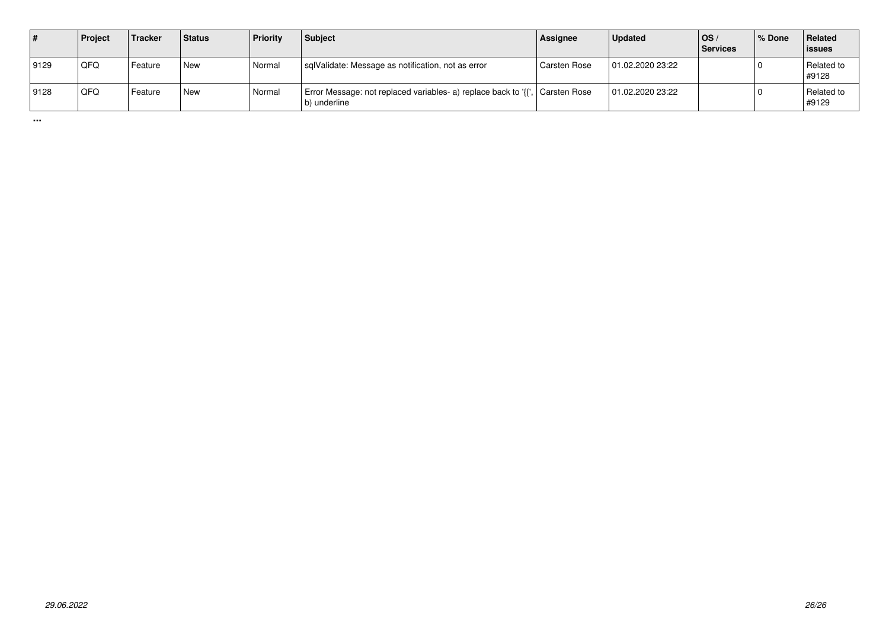| # | Project | Tracker | Status | Priority | Subject | Assignee | Updated | OS / Services | % Done | Related issues |
|---|---|---|---|---|---|---|---|---|---|---|
| 9129 | QFQ | Feature | New | Normal | sqlValidate: Message as notification, not as error | Carsten Rose | 01.02.2020 23:22 | | 0 | Related to #9128 |
| 9128 | QFQ | Feature | New | Normal | Error Message: not replaced variables- a) replace back to '{{', b) underline | Carsten Rose | 01.02.2020 23:22 | | 0 | Related to #9129 |

...